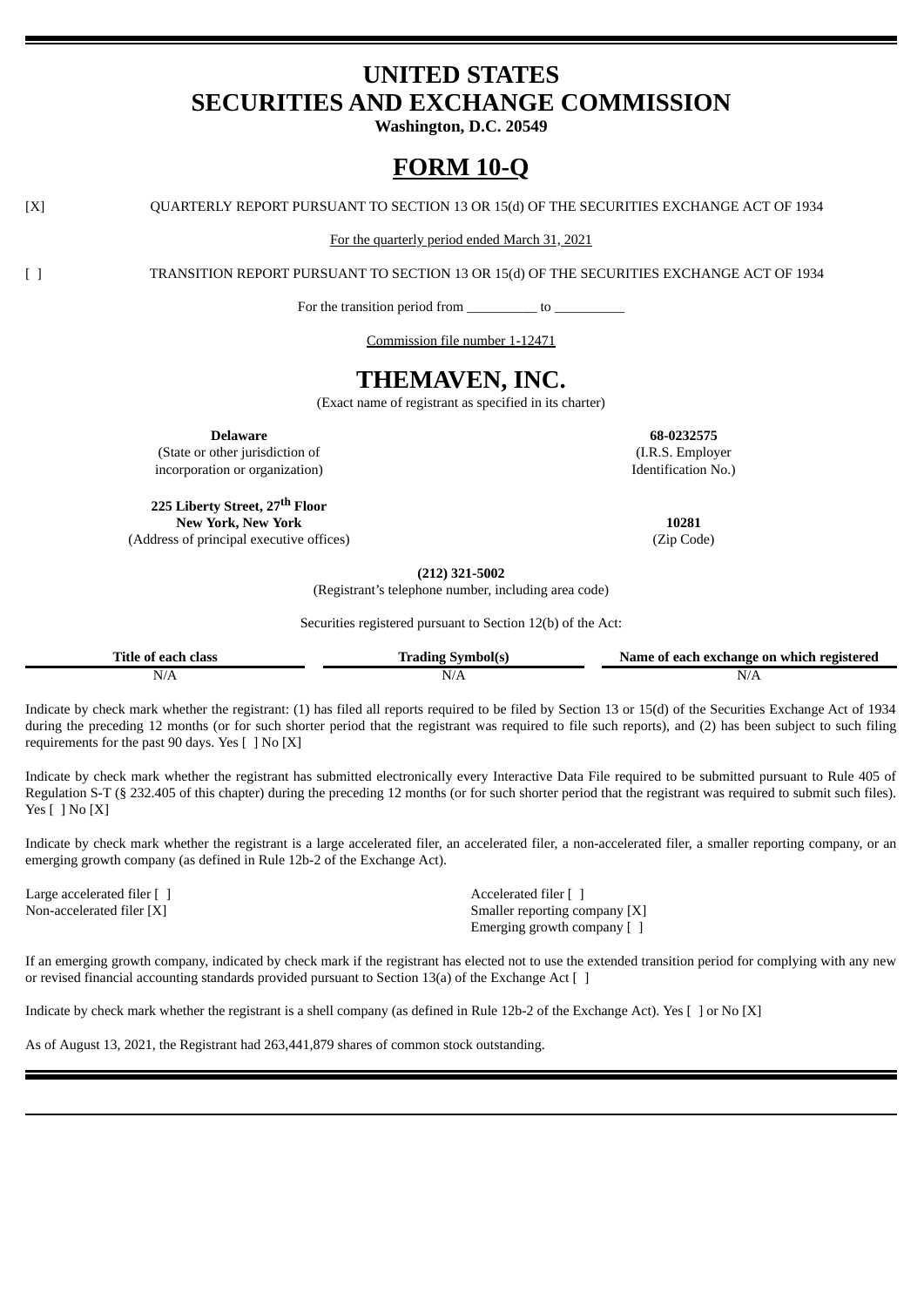# UNITED STATES
# SECURITIES AND EXCHANGE COMMISSION

**Washington, D.C. 20549**

# FORM 10-Q

[X] QUARTERLY REPORT PURSUANT TO SECTION 13 OR 15(d) OF THE SECURITIES EXCHANGE ACT OF 1934

For the quarterly period ended March 31, 2021

[ ] TRANSITION REPORT PURSUANT TO SECTION 13 OR 15(d) OF THE SECURITIES EXCHANGE ACT OF 1934

For the transition period from __________ to __________

Commission file number 1-12471

# THEMAVEN, INC.

(Exact name of registrant as specified in its charter)

| | |
|---|---|
| **Delaware** | **68-0232575** |
| (State or other jurisdiction of incorporation or organization) | (I.R.S. Employer Identification No.) |
| **225 Liberty Street, 27th Floor** **New York, New York** | **10281** |
| (Address of principal executive offices) | (Zip Code) |

**(212) 321-5002**

(Registrant's telephone number, including area code)

Securities registered pursuant to Section 12(b) of the Act:

| Title of each class | Trading Symbol(s) | Name of each exchange on which registered |
|---|---|---|
| N/A | N/A | N/A |

Indicate by check mark whether the registrant: (1) has filed all reports required to be filed by Section 13 or 15(d) of the Securities Exchange Act of 1934 during the preceding 12 months (or for such shorter period that the registrant was required to file such reports), and (2) has been subject to such filing requirements for the past 90 days. Yes [ ] No [X]

Indicate by check mark whether the registrant has submitted electronically every Interactive Data File required to be submitted pursuant to Rule 405 of Regulation S-T (§ 232.405 of this chapter) during the preceding 12 months (or for such shorter period that the registrant was required to submit such files). Yes [ ] No [X]

Indicate by check mark whether the registrant is a large accelerated filer, an accelerated filer, a non-accelerated filer, a smaller reporting company, or an emerging growth company (as defined in Rule 12b-2 of the Exchange Act).

| | |
|---|---|
| Large accelerated filer [ ] | Accelerated filer [ ] |
| Non-accelerated filer [X] | Smaller reporting company [X] |
| | Emerging growth company [ ] |

If an emerging growth company, indicated by check mark if the registrant has elected not to use the extended transition period for complying with any new or revised financial accounting standards provided pursuant to Section 13(a) of the Exchange Act [ ]

Indicate by check mark whether the registrant is a shell company (as defined in Rule 12b-2 of the Exchange Act). Yes [ ] or No [X]

As of August 13, 2021, the Registrant had 263,441,879 shares of common stock outstanding.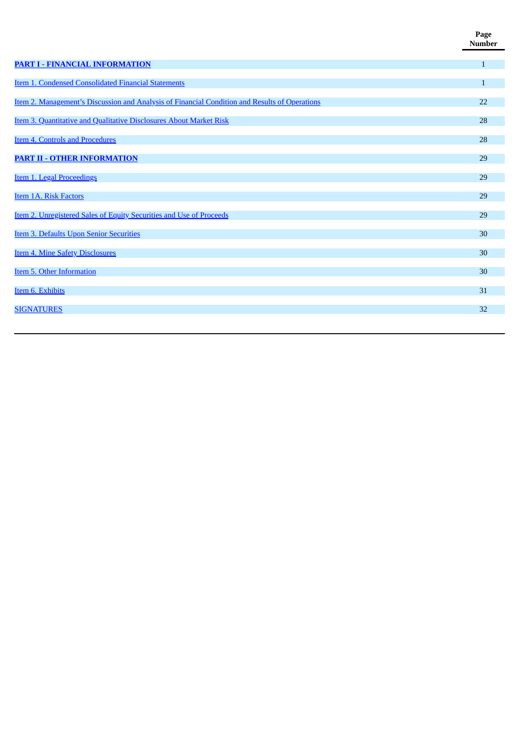| | Page Number |
|---|---|
| **PART I - FINANCIAL INFORMATION** | 1 |
| Item 1. Condensed Consolidated Financial Statements | 1 |
| Item 2. Management’s Discussion and Analysis of Financial Condition and Results of Operations | 22 |
| Item 3. Quantitative and Qualitative Disclosures About Market Risk | 28 |
| Item 4. Controls and Procedures | 28 |
| **PART II - OTHER INFORMATION** | 29 |
| Item 1. Legal Proceedings | 29 |
| Item 1A. Risk Factors | 29 |
| Item 2. Unregistered Sales of Equity Securities and Use of Proceeds | 29 |
| Item 3. Defaults Upon Senior Securities | 30 |
| Item 4. Mine Safety Disclosures | 30 |
| Item 5. Other Information | 30 |
| Item 6. Exhibits | 31 |
| SIGNATURES | 32 |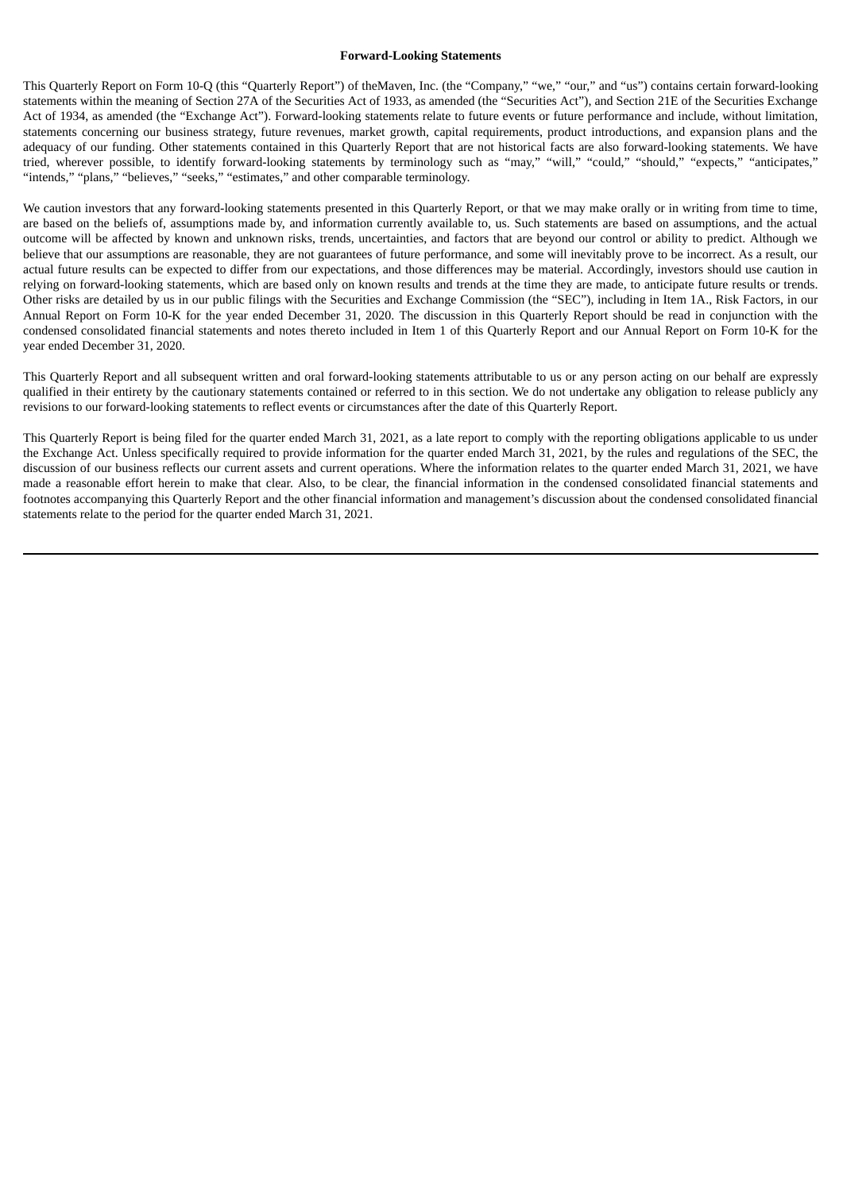**Forward-Looking Statements**

This Quarterly Report on Form 10-Q (this "Quarterly Report") of theMaven, Inc. (the "Company," "we," "our," and "us") contains certain forward-looking statements within the meaning of Section 27A of the Securities Act of 1933, as amended (the "Securities Act"), and Section 21E of the Securities Exchange Act of 1934, as amended (the "Exchange Act"). Forward-looking statements relate to future events or future performance and include, without limitation, statements concerning our business strategy, future revenues, market growth, capital requirements, product introductions, and expansion plans and the adequacy of our funding. Other statements contained in this Quarterly Report that are not historical facts are also forward-looking statements. We have tried, wherever possible, to identify forward-looking statements by terminology such as "may," "will," "could," "should," "expects," "anticipates," "intends," "plans," "believes," "seeks," "estimates," and other comparable terminology.

We caution investors that any forward-looking statements presented in this Quarterly Report, or that we may make orally or in writing from time to time, are based on the beliefs of, assumptions made by, and information currently available to, us. Such statements are based on assumptions, and the actual outcome will be affected by known and unknown risks, trends, uncertainties, and factors that are beyond our control or ability to predict. Although we believe that our assumptions are reasonable, they are not guarantees of future performance, and some will inevitably prove to be incorrect. As a result, our actual future results can be expected to differ from our expectations, and those differences may be material. Accordingly, investors should use caution in relying on forward-looking statements, which are based only on known results and trends at the time they are made, to anticipate future results or trends. Other risks are detailed by us in our public filings with the Securities and Exchange Commission (the "SEC"), including in Item 1A., Risk Factors, in our Annual Report on Form 10-K for the year ended December 31, 2020. The discussion in this Quarterly Report should be read in conjunction with the condensed consolidated financial statements and notes thereto included in Item 1 of this Quarterly Report and our Annual Report on Form 10-K for the year ended December 31, 2020.

This Quarterly Report and all subsequent written and oral forward-looking statements attributable to us or any person acting on our behalf are expressly qualified in their entirety by the cautionary statements contained or referred to in this section. We do not undertake any obligation to release publicly any revisions to our forward-looking statements to reflect events or circumstances after the date of this Quarterly Report.

This Quarterly Report is being filed for the quarter ended March 31, 2021, as a late report to comply with the reporting obligations applicable to us under the Exchange Act. Unless specifically required to provide information for the quarter ended March 31, 2021, by the rules and regulations of the SEC, the discussion of our business reflects our current assets and current operations. Where the information relates to the quarter ended March 31, 2021, we have made a reasonable effort herein to make that clear. Also, to be clear, the financial information in the condensed consolidated financial statements and footnotes accompanying this Quarterly Report and the other financial information and management's discussion about the condensed consolidated financial statements relate to the period for the quarter ended March 31, 2021.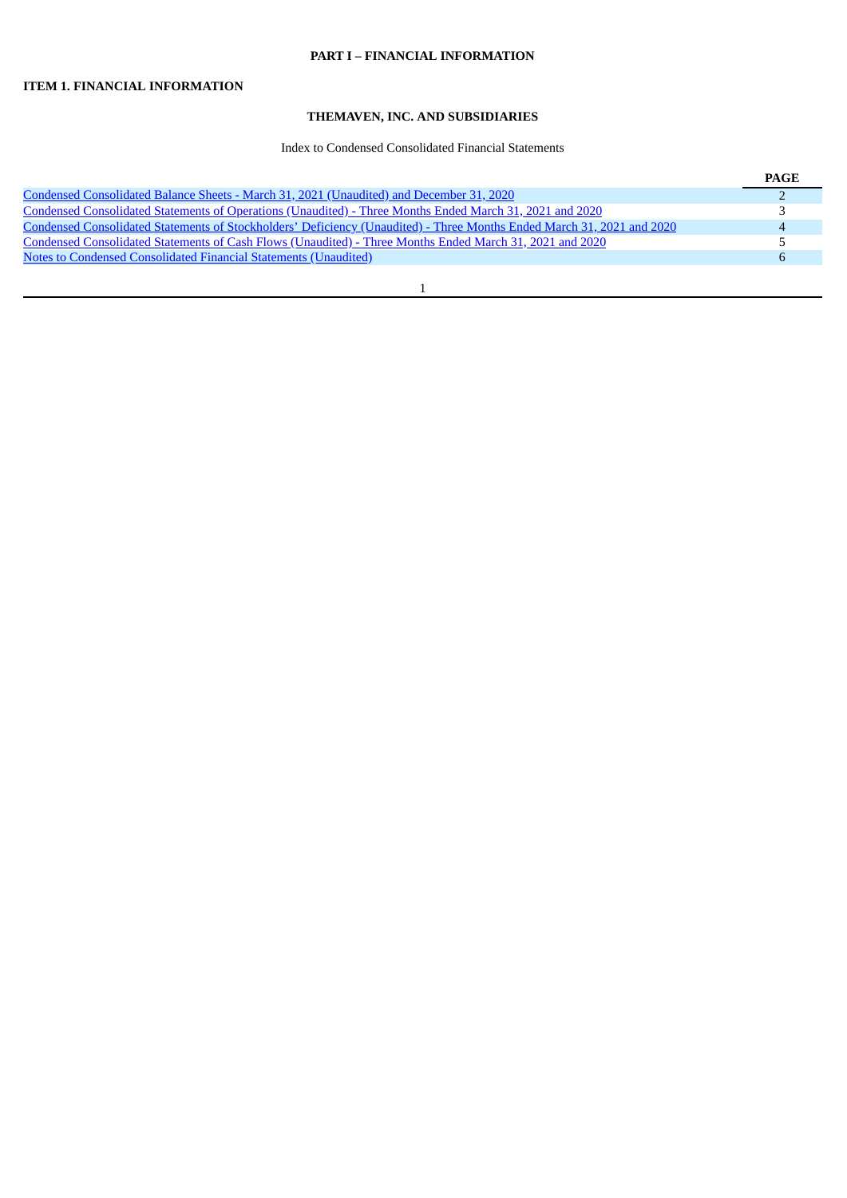# PART I – FINANCIAL INFORMATION

## ITEM 1. FINANCIAL INFORMATION

### THEMAVEN, INC. AND SUBSIDIARIES

Index to Condensed Consolidated Financial Statements

| | PAGE |
|---|---|
| Condensed Consolidated Balance Sheets - March 31, 2021 (Unaudited) and December 31, 2020 | 2 |
| Condensed Consolidated Statements of Operations (Unaudited) - Three Months Ended March 31, 2021 and 2020 | 3 |
| Condensed Consolidated Statements of Stockholders' Deficiency (Unaudited) - Three Months Ended March 31, 2021 and 2020 | 4 |
| Condensed Consolidated Statements of Cash Flows (Unaudited) - Three Months Ended March 31, 2021 and 2020 | 5 |
| Notes to Condensed Consolidated Financial Statements (Unaudited) | 6 |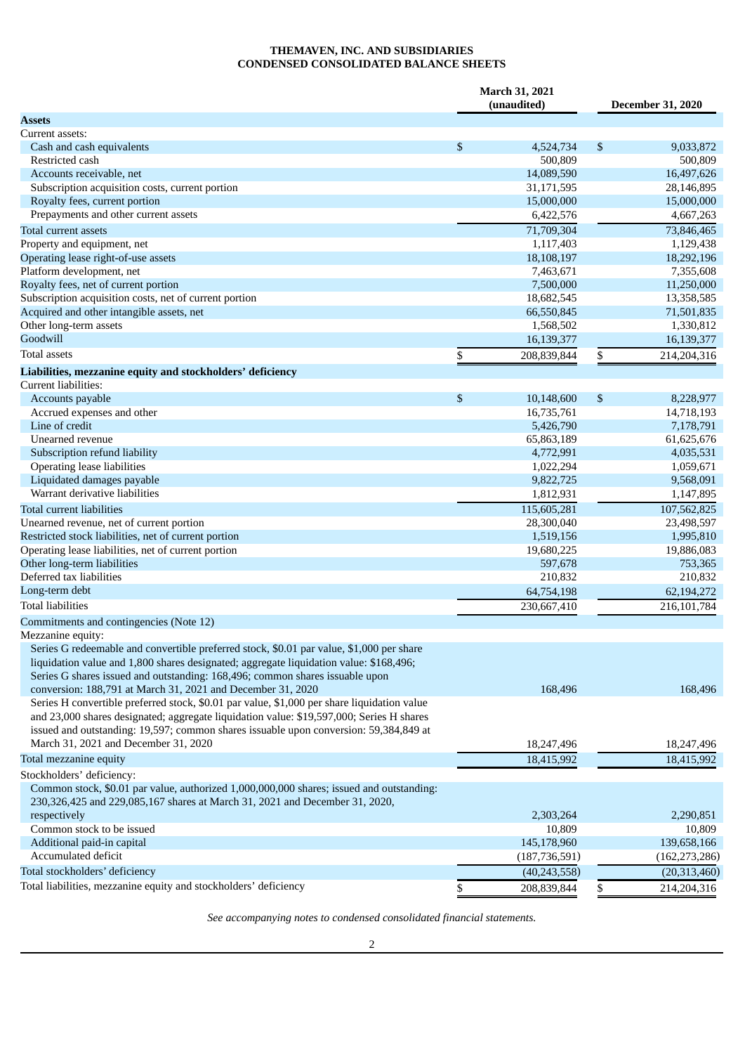# THEMAVEN, INC. AND SUBSIDIARIES
## CONDENSED CONSOLIDATED BALANCE SHEETS

| | March 31, 2021 (unaudited) | December 31, 2020 |
|---|---|---|
| **Assets** | | |
| Current assets: | | |
| Cash and cash equivalents | $ 4,524,734 | $ 9,033,872 |
| Restricted cash | 500,809 | 500,809 |
| Accounts receivable, net | 14,089,590 | 16,497,626 |
| Subscription acquisition costs, current portion | 31,171,595 | 28,146,895 |
| Royalty fees, current portion | 15,000,000 | 15,000,000 |
| Prepayments and other current assets | 6,422,576 | 4,667,263 |
| Total current assets | 71,709,304 | 73,846,465 |
| Property and equipment, net | 1,117,403 | 1,129,438 |
| Operating lease right-of-use assets | 18,108,197 | 18,292,196 |
| Platform development, net | 7,463,671 | 7,355,608 |
| Royalty fees, net of current portion | 7,500,000 | 11,250,000 |
| Subscription acquisition costs, net of current portion | 18,682,545 | 13,358,585 |
| Acquired and other intangible assets, net | 66,550,845 | 71,501,835 |
| Other long-term assets | 1,568,502 | 1,330,812 |
| Goodwill | 16,139,377 | 16,139,377 |
| Total assets | $ 208,839,844 | $ 214,204,316 |
| **Liabilities, mezzanine equity and stockholders' deficiency** | | |
| Current liabilities: | | |
| Accounts payable | $ 10,148,600 | $ 8,228,977 |
| Accrued expenses and other | 16,735,761 | 14,718,193 |
| Line of credit | 5,426,790 | 7,178,791 |
| Unearned revenue | 65,863,189 | 61,625,676 |
| Subscription refund liability | 4,772,991 | 4,035,531 |
| Operating lease liabilities | 1,022,294 | 1,059,671 |
| Liquidated damages payable | 9,822,725 | 9,568,091 |
| Warrant derivative liabilities | 1,812,931 | 1,147,895 |
| Total current liabilities | 115,605,281 | 107,562,825 |
| Unearned revenue, net of current portion | 28,300,040 | 23,498,597 |
| Restricted stock liabilities, net of current portion | 1,519,156 | 1,995,810 |
| Operating lease liabilities, net of current portion | 19,680,225 | 19,886,083 |
| Other long-term liabilities | 597,678 | 753,365 |
| Deferred tax liabilities | 210,832 | 210,832 |
| Long-term debt | 64,754,198 | 62,194,272 |
| Total liabilities | 230,667,410 | 216,101,784 |
| Commitments and contingencies (Note 12) | | |
| Mezzanine equity: | | |
| Series G redeemable and convertible preferred stock, $0.01 par value, $1,000 per share liquidation value and 1,800 shares designated; aggregate liquidation value: $168,496; Series G shares issued and outstanding: 168,496; common shares issuable upon conversion: 188,791 at March 31, 2021 and December 31, 2020 | 168,496 | 168,496 |
| Series H convertible preferred stock, $0.01 par value, $1,000 per share liquidation value and 23,000 shares designated; aggregate liquidation value: $19,597,000; Series H shares issued and outstanding: 19,597; common shares issuable upon conversion: 59,384,849 at March 31, 2021 and December 31, 2020 | 18,247,496 | 18,247,496 |
| Total mezzanine equity | 18,415,992 | 18,415,992 |
| Stockholders' deficiency: | | |
| Common stock, $0.01 par value, authorized 1,000,000,000 shares; issued and outstanding: 230,326,425 and 229,085,167 shares at March 31, 2021 and December 31, 2020, respectively | 2,303,264 | 2,290,851 |
| Common stock to be issued | 10,809 | 10,809 |
| Additional paid-in capital | 145,178,960 | 139,658,166 |
| Accumulated deficit | (187,736,591) | (162,273,286) |
| Total stockholders' deficiency | (40,243,558) | (20,313,460) |
| Total liabilities, mezzanine equity and stockholders' deficiency | $ 208,839,844 | $ 214,204,316 |

*See accompanying notes to condensed consolidated financial statements.*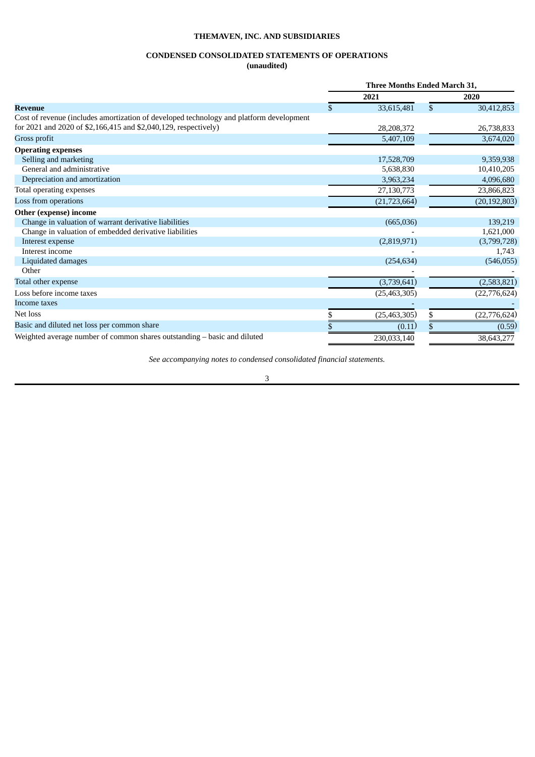# THEMAVEN, INC. AND SUBSIDIARIES

## CONDENSED CONSOLIDATED STATEMENTS OF OPERATIONS

**(unaudited)**

| | Three Months Ended March 31, | |
|---|---|---|
| | 2021 | 2020 |
| **Revenue** | $ 33,615,481 | $ 30,412,853 |
| Cost of revenue (includes amortization of developed technology and platform development for 2021 and 2020 of $2,166,415 and $2,040,129, respectively) | 28,208,372 | 26,738,833 |
| Gross profit | 5,407,109 | 3,674,020 |
| **Operating expenses** | | |
| Selling and marketing | 17,528,709 | 9,359,938 |
| General and administrative | 5,638,830 | 10,410,205 |
| Depreciation and amortization | 3,963,234 | 4,096,680 |
| Total operating expenses | 27,130,773 | 23,866,823 |
| Loss from operations | (21,723,664) | (20,192,803) |
| **Other (expense) income** | | |
| Change in valuation of warrant derivative liabilities | (665,036) | 139,219 |
| Change in valuation of embedded derivative liabilities | - | 1,621,000 |
| Interest expense | (2,819,971) | (3,799,728) |
| Interest income | - | 1,743 |
| Liquidated damages | (254,634) | (546,055) |
| Other | - | - |
| Total other expense | (3,739,641) | (2,583,821) |
| Loss before income taxes | (25,463,305) | (22,776,624) |
| Income taxes | - | - |
| Net loss | $ (25,463,305) | $ (22,776,624) |
| Basic and diluted net loss per common share | $ (0.11) | $ (0.59) |
| Weighted average number of common shares outstanding – basic and diluted | 230,033,140 | 38,643,277 |

*See accompanying notes to condensed consolidated financial statements.*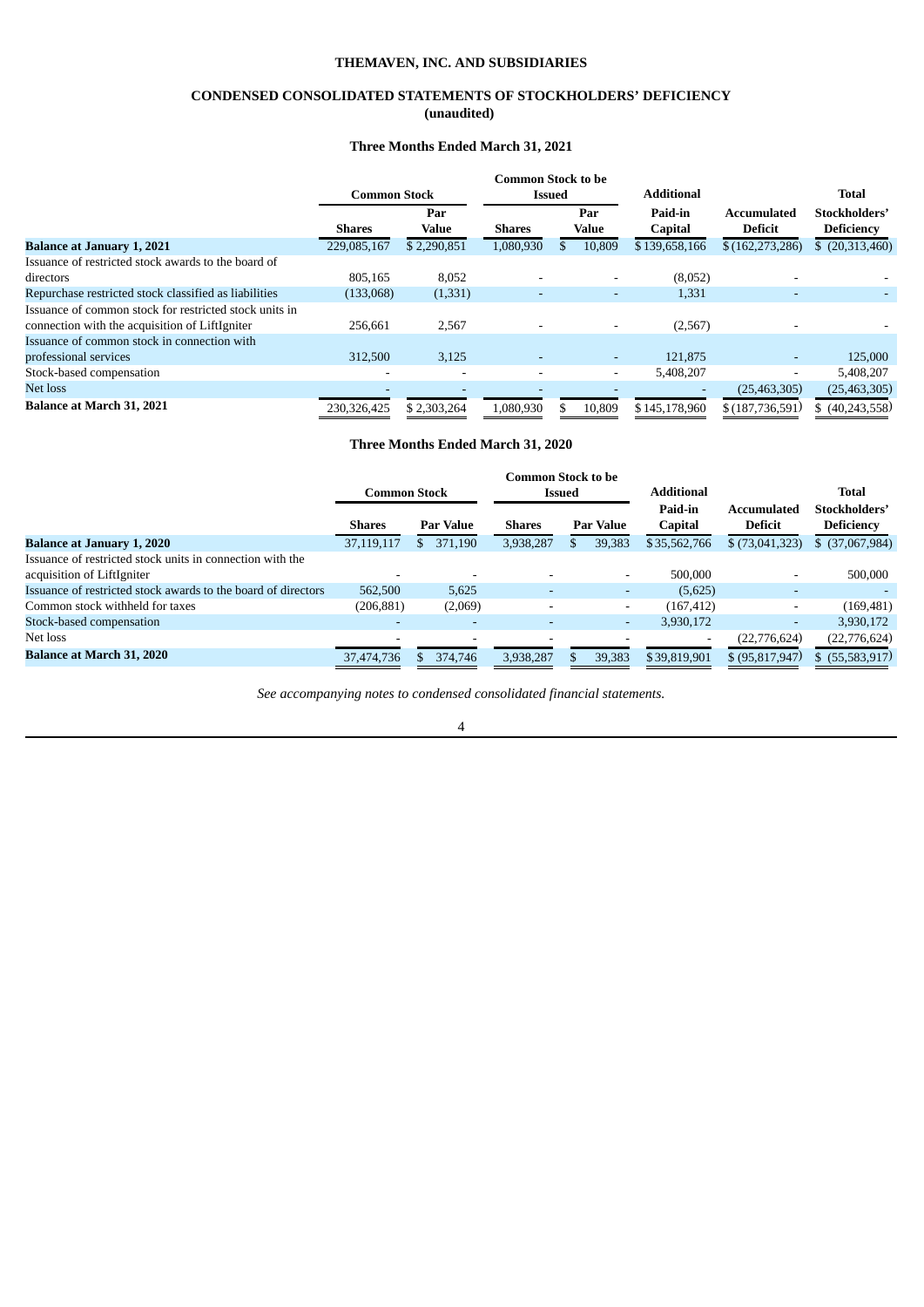## THEMAVEN, INC. AND SUBSIDIARIES

## CONDENSED CONSOLIDATED STATEMENTS OF STOCKHOLDERS' DEFICIENCY
**(unaudited)**

### Three Months Ended March 31, 2021

| | Common Stock | | Common Stock to be Issued | | Additional | | Total |
|---|---|---|---|---|---|---|---|
| | Shares | Par Value | Shares | Par Value | Paid-in Capital | Accumulated Deficit | Stockholders' Deficiency |
| **Balance at January 1, 2021** | 229,085,167 | $ 2,290,851 | 1,080,930 | $ 10,809 | $ 139,658,166 | $ (162,273,286) | $ (20,313,460) |
| Issuance of restricted stock awards to the board of directors | 805,165 | 8,052 | - | - | (8,052) | - | - |
| Repurchase restricted stock classified as liabilities | (133,068) | (1,331) | - | - | 1,331 | - | - |
| Issuance of common stock for restricted stock units in connection with the acquisition of LiftIgniter | 256,661 | 2,567 | - | - | (2,567) | - | - |
| Issuance of common stock in connection with professional services | 312,500 | 3,125 | - | - | 121,875 | - | 125,000 |
| Stock-based compensation | - | - | - | - | 5,408,207 | - | 5,408,207 |
| Net loss | - | - | - | - | - | (25,463,305) | (25,463,305) |
| **Balance at March 31, 2021** | 230,326,425 | $ 2,303,264 | 1,080,930 | $ 10,809 | $ 145,178,960 | $ (187,736,591) | $ (40,243,558) |

### Three Months Ended March 31, 2020

| | Common Stock | | Common Stock to be Issued | | Additional | | Total |
|---|---|---|---|---|---|---|---|
| | Shares | Par Value | Shares | Par Value | Paid-in Capital | Accumulated Deficit | Stockholders' Deficiency |
| **Balance at January 1, 2020** | 37,119,117 | $ 371,190 | 3,938,287 | $ 39,383 | $ 35,562,766 | $ (73,041,323) | $ (37,067,984) |
| Issuance of restricted stock units in connection with the acquisition of LiftIgniter | - | - | - | - | 500,000 | - | 500,000 |
| Issuance of restricted stock awards to the board of directors | 562,500 | 5,625 | - | - | (5,625) | - | - |
| Common stock withheld for taxes | (206,881) | (2,069) | - | - | (167,412) | - | (169,481) |
| Stock-based compensation | - | - | - | - | 3,930,172 | - | 3,930,172 |
| Net loss | - | - | - | - | - | (22,776,624) | (22,776,624) |
| **Balance at March 31, 2020** | 37,474,736 | $ 374,746 | 3,938,287 | $ 39,383 | $ 39,819,901 | $ (95,817,947) | $ (55,583,917) |

*See accompanying notes to condensed consolidated financial statements.*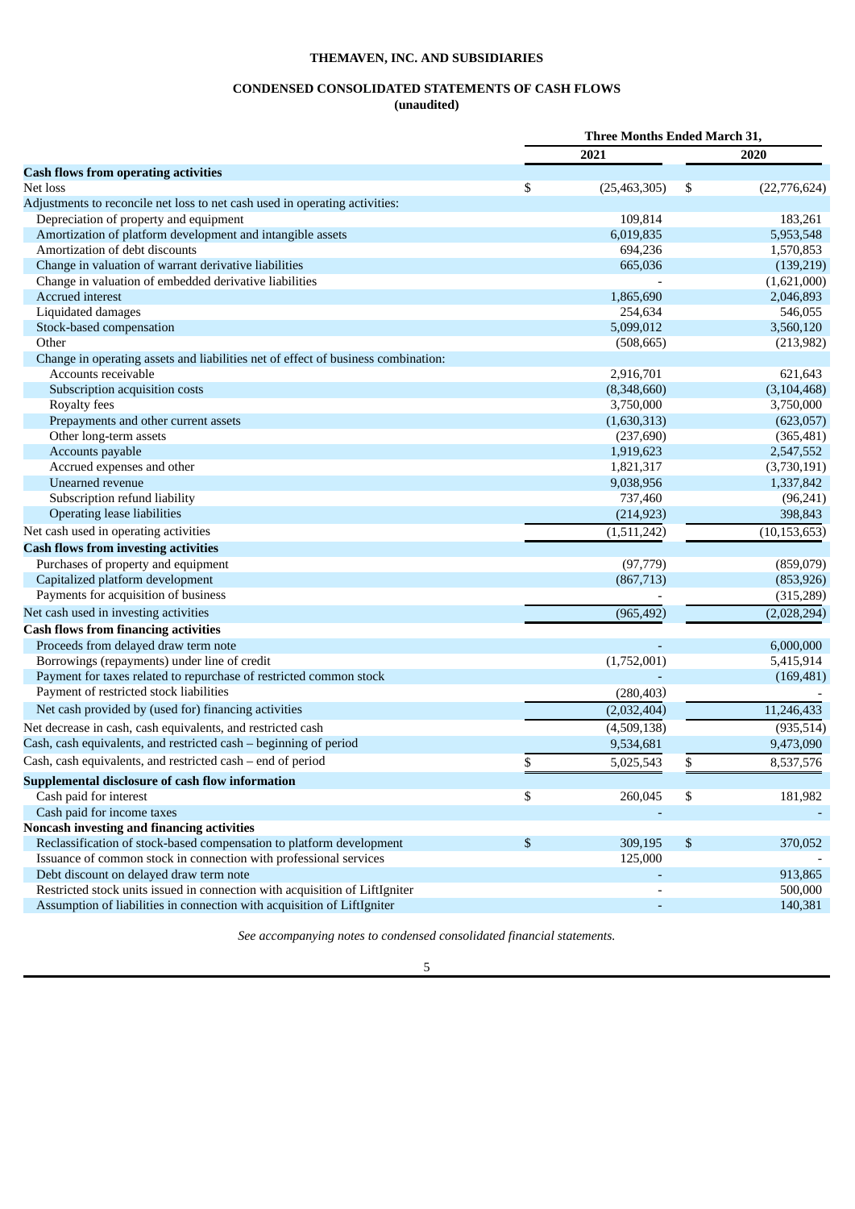# THEMAVEN, INC. AND SUBSIDIARIES

## CONDENSED CONSOLIDATED STATEMENTS OF CASH FLOWS

**(unaudited)**

| | Three Months Ended March 31, | |
|---|---|---|
| | 2021 | 2020 |
| **Cash flows from operating activities** | | |
| Net loss | $ (25,463,305) | $ (22,776,624) |
| Adjustments to reconcile net loss to net cash used in operating activities: | | |
| Depreciation of property and equipment | 109,814 | 183,261 |
| Amortization of platform development and intangible assets | 6,019,835 | 5,953,548 |
| Amortization of debt discounts | 694,236 | 1,570,853 |
| Change in valuation of warrant derivative liabilities | 665,036 | (139,219) |
| Change in valuation of embedded derivative liabilities | - | (1,621,000) |
| Accrued interest | 1,865,690 | 2,046,893 |
| Liquidated damages | 254,634 | 546,055 |
| Stock-based compensation | 5,099,012 | 3,560,120 |
| Other | (508,665) | (213,982) |
| Change in operating assets and liabilities net of effect of business combination: | | |
| Accounts receivable | 2,916,701 | 621,643 |
| Subscription acquisition costs | (8,348,660) | (3,104,468) |
| Royalty fees | 3,750,000 | 3,750,000 |
| Prepayments and other current assets | (1,630,313) | (623,057) |
| Other long-term assets | (237,690) | (365,481) |
| Accounts payable | 1,919,623 | 2,547,552 |
| Accrued expenses and other | 1,821,317 | (3,730,191) |
| Unearned revenue | 9,038,956 | 1,337,842 |
| Subscription refund liability | 737,460 | (96,241) |
| Operating lease liabilities | (214,923) | 398,843 |
| Net cash used in operating activities | (1,511,242) | (10,153,653) |
| **Cash flows from investing activities** | | |
| Purchases of property and equipment | (97,779) | (859,079) |
| Capitalized platform development | (867,713) | (853,926) |
| Payments for acquisition of business | - | (315,289) |
| Net cash used in investing activities | (965,492) | (2,028,294) |
| **Cash flows from financing activities** | | |
| Proceeds from delayed draw term note | - | 6,000,000 |
| Borrowings (repayments) under line of credit | (1,752,001) | 5,415,914 |
| Payment for taxes related to repurchase of restricted common stock | - | (169,481) |
| Payment of restricted stock liabilities | (280,403) | - |
| Net cash provided by (used for) financing activities | (2,032,404) | 11,246,433 |
| Net decrease in cash, cash equivalents, and restricted cash | (4,509,138) | (935,514) |
| Cash, cash equivalents, and restricted cash – beginning of period | 9,534,681 | 9,473,090 |
| Cash, cash equivalents, and restricted cash – end of period | $ 5,025,543 | $ 8,537,576 |
| **Supplemental disclosure of cash flow information** | | |
| Cash paid for interest | $ 260,045 | $ 181,982 |
| Cash paid for income taxes | - | - |
| **Noncash investing and financing activities** | | |
| Reclassification of stock-based compensation to platform development | $ 309,195 | $ 370,052 |
| Issuance of common stock in connection with professional services | 125,000 | - |
| Debt discount on delayed draw term note | - | 913,865 |
| Restricted stock units issued in connection with acquisition of LiftIgniter | - | 500,000 |
| Assumption of liabilities in connection with acquisition of LiftIgniter | - | 140,381 |

*See accompanying notes to condensed consolidated financial statements.*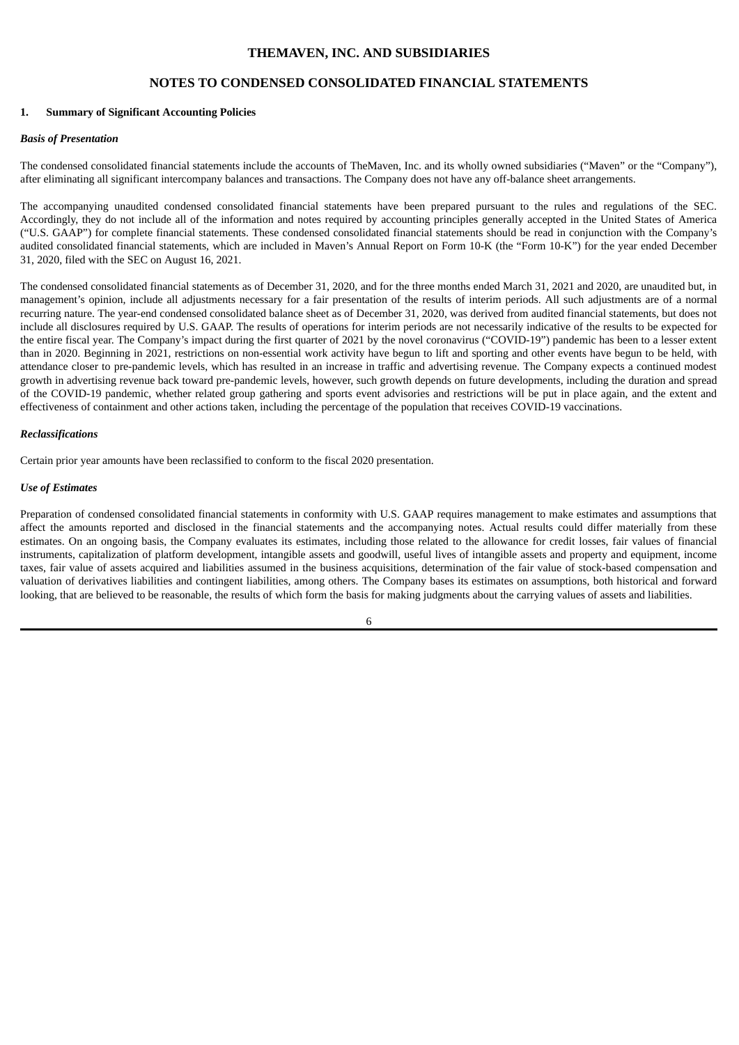# THEMAVEN, INC. AND SUBSIDIARIES

## NOTES TO CONDENSED CONSOLIDATED FINANCIAL STATEMENTS

**1. Summary of Significant Accounting Policies**

***Basis of Presentation***

The condensed consolidated financial statements include the accounts of TheMaven, Inc. and its wholly owned subsidiaries ("Maven" or the "Company"), after eliminating all significant intercompany balances and transactions. The Company does not have any off-balance sheet arrangements.

The accompanying unaudited condensed consolidated financial statements have been prepared pursuant to the rules and regulations of the SEC. Accordingly, they do not include all of the information and notes required by accounting principles generally accepted in the United States of America ("U.S. GAAP") for complete financial statements. These condensed consolidated financial statements should be read in conjunction with the Company's audited consolidated financial statements, which are included in Maven's Annual Report on Form 10-K (the "Form 10-K") for the year ended December 31, 2020, filed with the SEC on August 16, 2021.

The condensed consolidated financial statements as of December 31, 2020, and for the three months ended March 31, 2021 and 2020, are unaudited but, in management's opinion, include all adjustments necessary for a fair presentation of the results of interim periods. All such adjustments are of a normal recurring nature. The year-end condensed consolidated balance sheet as of December 31, 2020, was derived from audited financial statements, but does not include all disclosures required by U.S. GAAP. The results of operations for interim periods are not necessarily indicative of the results to be expected for the entire fiscal year. The Company's impact during the first quarter of 2021 by the novel coronavirus ("COVID-19") pandemic has been to a lesser extent than in 2020. Beginning in 2021, restrictions on non-essential work activity have begun to lift and sporting and other events have begun to be held, with attendance closer to pre-pandemic levels, which has resulted in an increase in traffic and advertising revenue. The Company expects a continued modest growth in advertising revenue back toward pre-pandemic levels, however, such growth depends on future developments, including the duration and spread of the COVID-19 pandemic, whether related group gathering and sports event advisories and restrictions will be put in place again, and the extent and effectiveness of containment and other actions taken, including the percentage of the population that receives COVID-19 vaccinations.

***Reclassifications***

Certain prior year amounts have been reclassified to conform to the fiscal 2020 presentation.

***Use of Estimates***

Preparation of condensed consolidated financial statements in conformity with U.S. GAAP requires management to make estimates and assumptions that affect the amounts reported and disclosed in the financial statements and the accompanying notes. Actual results could differ materially from these estimates. On an ongoing basis, the Company evaluates its estimates, including those related to the allowance for credit losses, fair values of financial instruments, capitalization of platform development, intangible assets and goodwill, useful lives of intangible assets and property and equipment, income taxes, fair value of assets acquired and liabilities assumed in the business acquisitions, determination of the fair value of stock-based compensation and valuation of derivatives liabilities and contingent liabilities, among others. The Company bases its estimates on assumptions, both historical and forward looking, that are believed to be reasonable, the results of which form the basis for making judgments about the carrying values of assets and liabilities.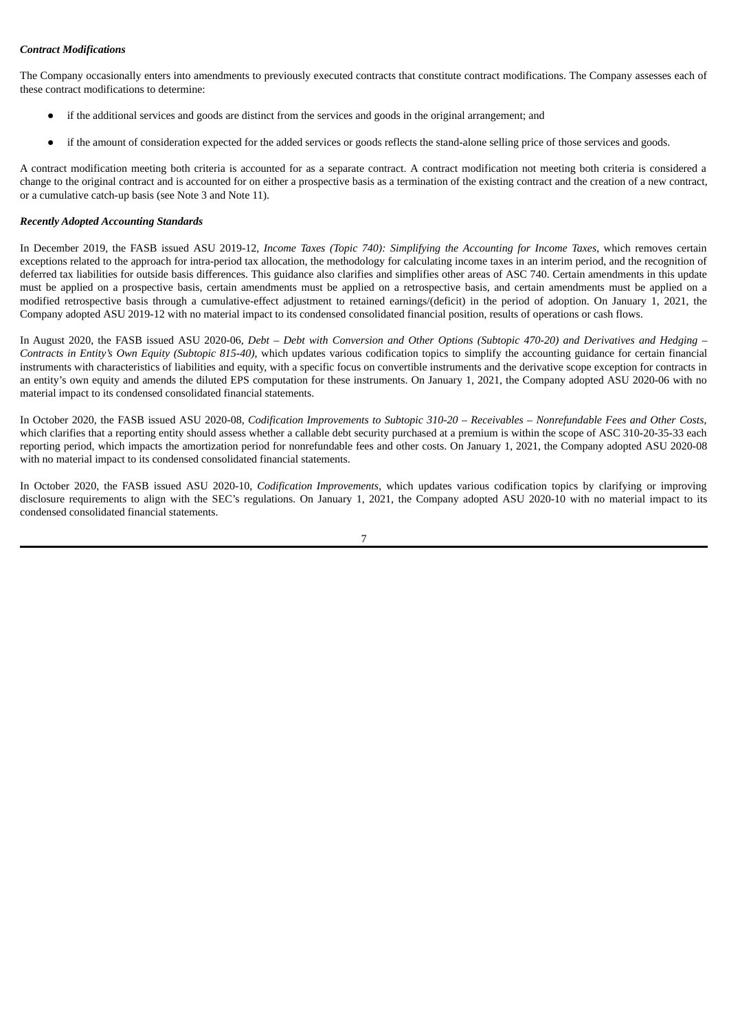### *Contract Modifications*

The Company occasionally enters into amendments to previously executed contracts that constitute contract modifications. The Company assesses each of these contract modifications to determine:

- if the additional services and goods are distinct from the services and goods in the original arrangement; and
- if the amount of consideration expected for the added services or goods reflects the stand-alone selling price of those services and goods.

A contract modification meeting both criteria is accounted for as a separate contract. A contract modification not meeting both criteria is considered a change to the original contract and is accounted for on either a prospective basis as a termination of the existing contract and the creation of a new contract, or a cumulative catch-up basis (see Note 3 and Note 11).

### *Recently Adopted Accounting Standards*

In December 2019, the FASB issued ASU 2019-12, *Income Taxes (Topic 740): Simplifying the Accounting for Income Taxes*, which removes certain exceptions related to the approach for intra-period tax allocation, the methodology for calculating income taxes in an interim period, and the recognition of deferred tax liabilities for outside basis differences. This guidance also clarifies and simplifies other areas of ASC 740. Certain amendments in this update must be applied on a prospective basis, certain amendments must be applied on a retrospective basis, and certain amendments must be applied on a modified retrospective basis through a cumulative-effect adjustment to retained earnings/(deficit) in the period of adoption. On January 1, 2021, the Company adopted ASU 2019-12 with no material impact to its condensed consolidated financial position, results of operations or cash flows.

In August 2020, the FASB issued ASU 2020-06, *Debt – Debt with Conversion and Other Options (Subtopic 470-20) and Derivatives and Hedging – Contracts in Entity's Own Equity (Subtopic 815-40)*, which updates various codification topics to simplify the accounting guidance for certain financial instruments with characteristics of liabilities and equity, with a specific focus on convertible instruments and the derivative scope exception for contracts in an entity's own equity and amends the diluted EPS computation for these instruments. On January 1, 2021, the Company adopted ASU 2020-06 with no material impact to its condensed consolidated financial statements.

In October 2020, the FASB issued ASU 2020-08, *Codification Improvements to Subtopic 310-20 – Receivables – Nonrefundable Fees and Other Costs*, which clarifies that a reporting entity should assess whether a callable debt security purchased at a premium is within the scope of ASC 310-20-35-33 each reporting period, which impacts the amortization period for nonrefundable fees and other costs. On January 1, 2021, the Company adopted ASU 2020-08 with no material impact to its condensed consolidated financial statements.

In October 2020, the FASB issued ASU 2020-10, *Codification Improvements*, which updates various codification topics by clarifying or improving disclosure requirements to align with the SEC's regulations. On January 1, 2021, the Company adopted ASU 2020-10 with no material impact to its condensed consolidated financial statements.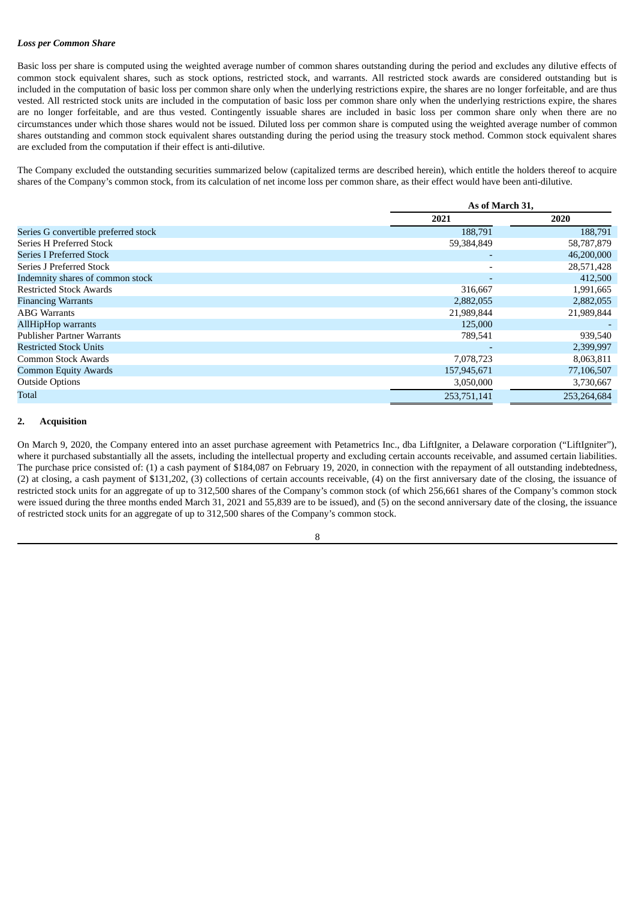***Loss per Common Share***

Basic loss per share is computed using the weighted average number of common shares outstanding during the period and excludes any dilutive effects of common stock equivalent shares, such as stock options, restricted stock, and warrants. All restricted stock awards are considered outstanding but is included in the computation of basic loss per common share only when the underlying restrictions expire, the shares are no longer forfeitable, and are thus vested. All restricted stock units are included in the computation of basic loss per common share only when the underlying restrictions expire, the shares are no longer forfeitable, and are thus vested. Contingently issuable shares are included in basic loss per common share only when there are no circumstances under which those shares would not be issued. Diluted loss per common share is computed using the weighted average number of common shares outstanding and common stock equivalent shares outstanding during the period using the treasury stock method. Common stock equivalent shares are excluded from the computation if their effect is anti-dilutive.

The Company excluded the outstanding securities summarized below (capitalized terms are described herein), which entitle the holders thereof to acquire shares of the Company's common stock, from its calculation of net income loss per common share, as their effect would have been anti-dilutive.

| | As of March 31, | |
|---|---|---|
| | 2021 | 2020 |
| Series G convertible preferred stock | 188,791 | 188,791 |
| Series H Preferred Stock | 59,384,849 | 58,787,879 |
| Series I Preferred Stock | - | 46,200,000 |
| Series J Preferred Stock | - | 28,571,428 |
| Indemnity shares of common stock | - | 412,500 |
| Restricted Stock Awards | 316,667 | 1,991,665 |
| Financing Warrants | 2,882,055 | 2,882,055 |
| ABG Warrants | 21,989,844 | 21,989,844 |
| AllHipHop warrants | 125,000 | - |
| Publisher Partner Warrants | 789,541 | 939,540 |
| Restricted Stock Units | - | 2,399,997 |
| Common Stock Awards | 7,078,723 | 8,063,811 |
| Common Equity Awards | 157,945,671 | 77,106,507 |
| Outside Options | 3,050,000 | 3,730,667 |
| Total | 253,751,141 | 253,264,684 |

**2. Acquisition**

On March 9, 2020, the Company entered into an asset purchase agreement with Petametrics Inc., dba LiftIgniter, a Delaware corporation ("LiftIgniter"), where it purchased substantially all the assets, including the intellectual property and excluding certain accounts receivable, and assumed certain liabilities. The purchase price consisted of: (1) a cash payment of $184,087 on February 19, 2020, in connection with the repayment of all outstanding indebtedness, (2) at closing, a cash payment of $131,202, (3) collections of certain accounts receivable, (4) on the first anniversary date of the closing, the issuance of restricted stock units for an aggregate of up to 312,500 shares of the Company's common stock (of which 256,661 shares of the Company's common stock were issued during the three months ended March 31, 2021 and 55,839 are to be issued), and (5) on the second anniversary date of the closing, the issuance of restricted stock units for an aggregate of up to 312,500 shares of the Company's common stock.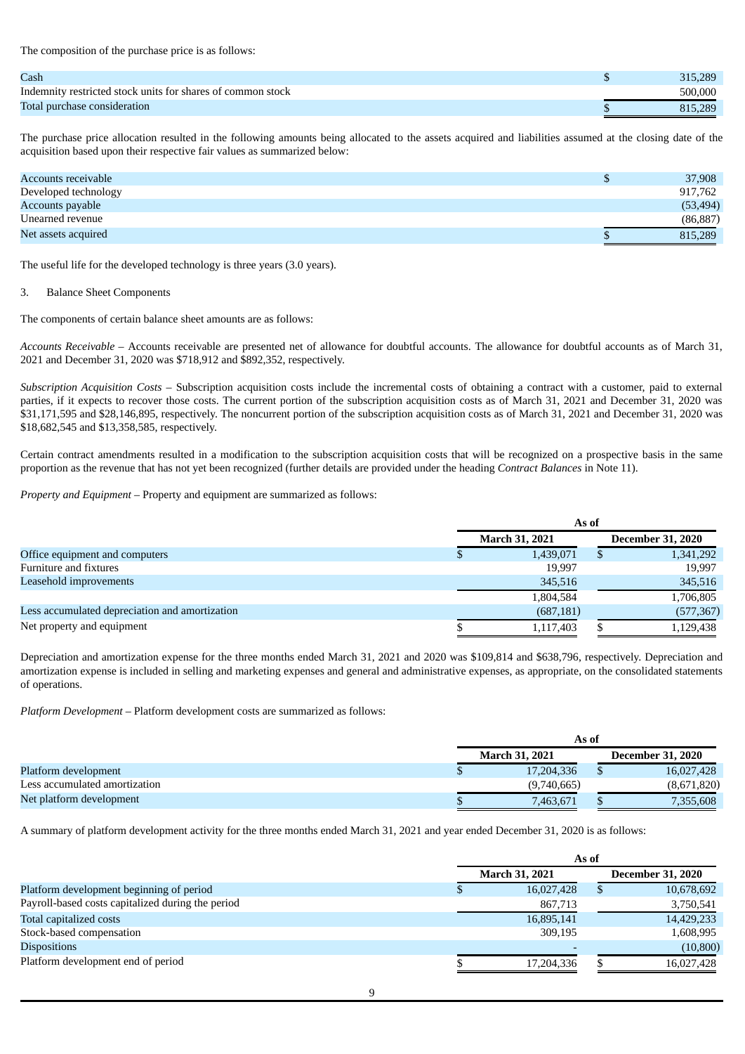The composition of the purchase price is as follows:

| | |
|---|---|
| Cash | $ 315,289 |
| Indemnity restricted stock units for shares of common stock | 500,000 |
| Total purchase consideration | $ 815,289 |

The purchase price allocation resulted in the following amounts being allocated to the assets acquired and liabilities assumed at the closing date of the acquisition based upon their respective fair values as summarized below:

| | |
|---|---|
| Accounts receivable | $ 37,908 |
| Developed technology | 917,762 |
| Accounts payable | (53,494) |
| Unearned revenue | (86,887) |
| Net assets acquired | $ 815,289 |

The useful life for the developed technology is three years (3.0 years).

3. Balance Sheet Components

The components of certain balance sheet amounts are as follows:

*Accounts Receivable* – Accounts receivable are presented net of allowance for doubtful accounts. The allowance for doubtful accounts as of March 31, 2021 and December 31, 2020 was $718,912 and $892,352, respectively.

*Subscription Acquisition Costs* – Subscription acquisition costs include the incremental costs of obtaining a contract with a customer, paid to external parties, if it expects to recover those costs. The current portion of the subscription acquisition costs as of March 31, 2021 and December 31, 2020 was $31,171,595 and $28,146,895, respectively. The noncurrent portion of the subscription acquisition costs as of March 31, 2021 and December 31, 2020 was $18,682,545 and $13,358,585, respectively.

Certain contract amendments resulted in a modification to the subscription acquisition costs that will be recognized on a prospective basis in the same proportion as the revenue that has not yet been recognized (further details are provided under the heading *Contract Balances* in Note 11).

*Property and Equipment* – Property and equipment are summarized as follows:

| | As of | |
|---|---|---|
| | March 31, 2021 | December 31, 2020 |
| Office equipment and computers | $ 1,439,071 | $ 1,341,292 |
| Furniture and fixtures | 19,997 | 19,997 |
| Leasehold improvements | 345,516 | 345,516 |
| | 1,804,584 | 1,706,805 |
| Less accumulated depreciation and amortization | (687,181) | (577,367) |
| Net property and equipment | $ 1,117,403 | $ 1,129,438 |

Depreciation and amortization expense for the three months ended March 31, 2021 and 2020 was $109,814 and $638,796, respectively. Depreciation and amortization expense is included in selling and marketing expenses and general and administrative expenses, as appropriate, on the consolidated statements of operations.

*Platform Development* – Platform development costs are summarized as follows:

| | As of | |
|---|---|---|
| | March 31, 2021 | December 31, 2020 |
| Platform development | $ 17,204,336 | $ 16,027,428 |
| Less accumulated amortization | (9,740,665) | (8,671,820) |
| Net platform development | $ 7,463,671 | $ 7,355,608 |

A summary of platform development activity for the three months ended March 31, 2021 and year ended December 31, 2020 is as follows:

| | As of | |
|---|---|---|
| | March 31, 2021 | December 31, 2020 |
| Platform development beginning of period | $ 16,027,428 | $ 10,678,692 |
| Payroll-based costs capitalized during the period | 867,713 | 3,750,541 |
| Total capitalized costs | 16,895,141 | 14,429,233 |
| Stock-based compensation | 309,195 | 1,608,995 |
| Dispositions | - | (10,800) |
| Platform development end of period | $ 17,204,336 | $ 16,027,428 |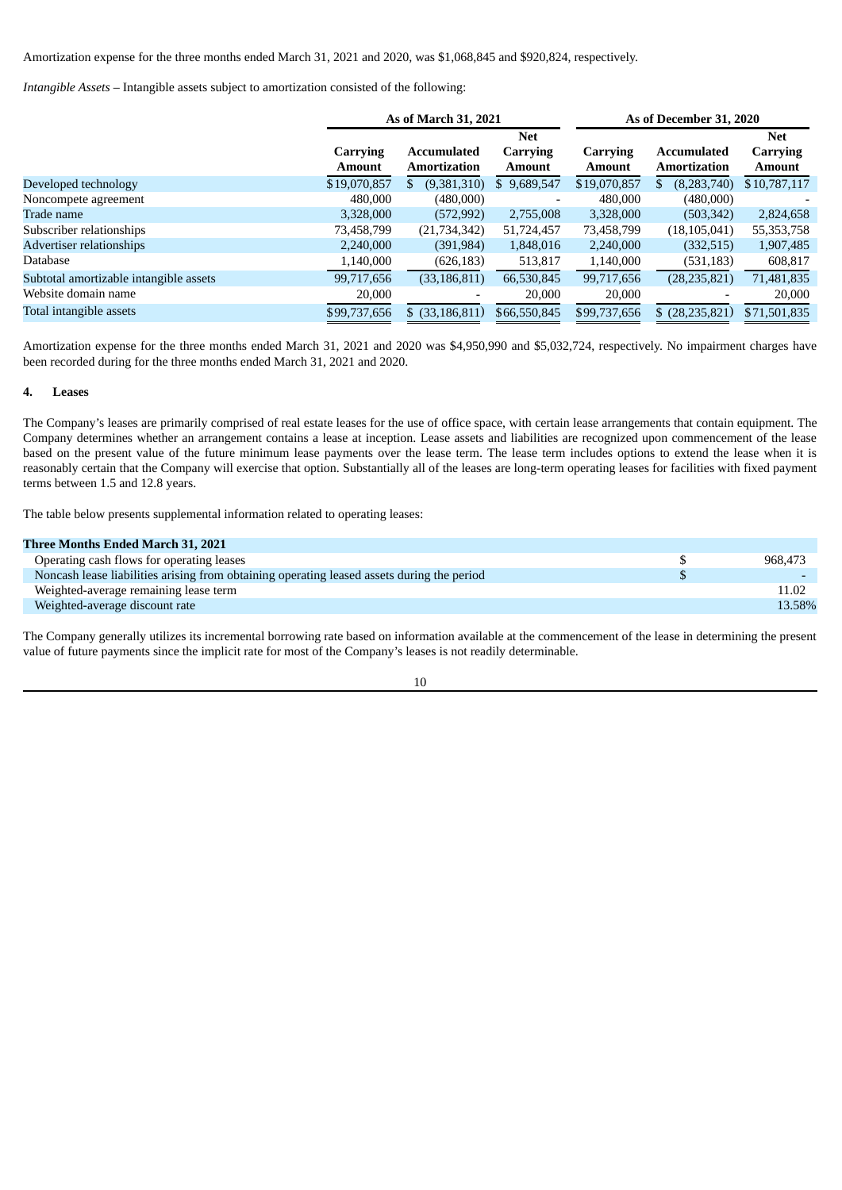Amortization expense for the three months ended March 31, 2021 and 2020, was $1,068,845 and $920,824, respectively.

*Intangible Assets* – Intangible assets subject to amortization consisted of the following:

| | As of March 31, 2021 | | | As of December 31, 2020 | | |
|---|---|---|---|---|---|---|
| | Carrying Amount | Accumulated Amortization | Net Carrying Amount | Carrying Amount | Accumulated Amortization | Net Carrying Amount |
| Developed technology | $19,070,857 | $ (9,381,310) | $ 9,689,547 | $19,070,857 | $ (8,283,740) | $10,787,117 |
| Noncompete agreement | 480,000 | (480,000) | - | 480,000 | (480,000) | - |
| Trade name | 3,328,000 | (572,992) | 2,755,008 | 3,328,000 | (503,342) | 2,824,658 |
| Subscriber relationships | 73,458,799 | (21,734,342) | 51,724,457 | 73,458,799 | (18,105,041) | 55,353,758 |
| Advertiser relationships | 2,240,000 | (391,984) | 1,848,016 | 2,240,000 | (332,515) | 1,907,485 |
| Database | 1,140,000 | (626,183) | 513,817 | 1,140,000 | (531,183) | 608,817 |
| Subtotal amortizable intangible assets | 99,717,656 | (33,186,811) | 66,530,845 | 99,717,656 | (28,235,821) | 71,481,835 |
| Website domain name | 20,000 | - | 20,000 | 20,000 | - | 20,000 |
| Total intangible assets | $99,737,656 | $ (33,186,811) | $66,550,845 | $99,737,656 | $ (28,235,821) | $71,501,835 |

Amortization expense for the three months ended March 31, 2021 and 2020 was $4,950,990 and $5,032,724, respectively. No impairment charges have been recorded during for the three months ended March 31, 2021 and 2020.

## 4. Leases

The Company's leases are primarily comprised of real estate leases for the use of office space, with certain lease arrangements that contain equipment. The Company determines whether an arrangement contains a lease at inception. Lease assets and liabilities are recognized upon commencement of the lease based on the present value of the future minimum lease payments over the lease term. The lease term includes options to extend the lease when it is reasonably certain that the Company will exercise that option. Substantially all of the leases are long-term operating leases for facilities with fixed payment terms between 1.5 and 12.8 years.

The table below presents supplemental information related to operating leases:

| Three Months Ended March 31, 2021 | |
|---|---|
| Operating cash flows for operating leases | $ 968,473 |
| Noncash lease liabilities arising from obtaining operating leased assets during the period | $ - |
| Weighted-average remaining lease term | 11.02 |
| Weighted-average discount rate | 13.58% |

The Company generally utilizes its incremental borrowing rate based on information available at the commencement of the lease in determining the present value of future payments since the implicit rate for most of the Company's leases is not readily determinable.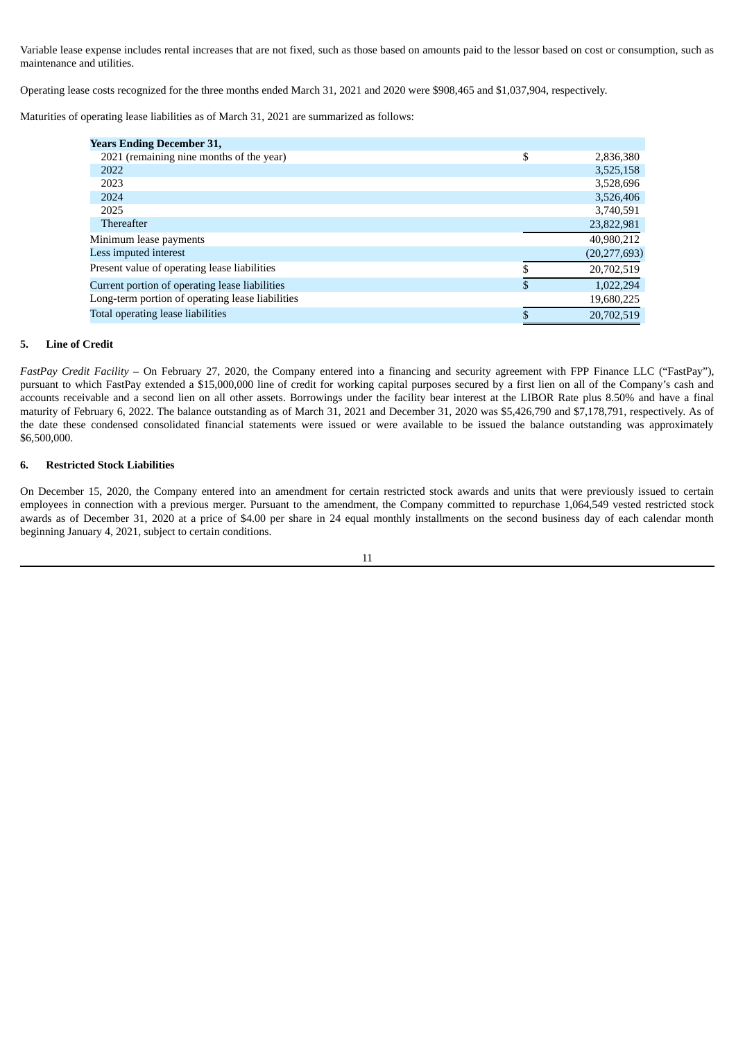Variable lease expense includes rental increases that are not fixed, such as those based on amounts paid to the lessor based on cost or consumption, such as maintenance and utilities.

Operating lease costs recognized for the three months ended March 31, 2021 and 2020 were $908,465 and $1,037,904, respectively.

Maturities of operating lease liabilities as of March 31, 2021 are summarized as follows:

| **Years Ending December 31,** | | |
|---|---|---|
| 2021 (remaining nine months of the year) | $ | 2,836,380 |
| 2022 | | 3,525,158 |
| 2023 | | 3,528,696 |
| 2024 | | 3,526,406 |
| 2025 | | 3,740,591 |
| Thereafter | | 23,822,981 |
| Minimum lease payments | | 40,980,212 |
| Less imputed interest | | (20,277,693) |
| Present value of operating lease liabilities | $ | 20,702,519 |
| Current portion of operating lease liabilities | $ | 1,022,294 |
| Long-term portion of operating lease liabilities | | 19,680,225 |
| Total operating lease liabilities | $ | 20,702,519 |

## 5. Line of Credit

*FastPay Credit Facility* – On February 27, 2020, the Company entered into a financing and security agreement with FPP Finance LLC ("FastPay"), pursuant to which FastPay extended a $15,000,000 line of credit for working capital purposes secured by a first lien on all of the Company's cash and accounts receivable and a second lien on all other assets. Borrowings under the facility bear interest at the LIBOR Rate plus 8.50% and have a final maturity of February 6, 2022. The balance outstanding as of March 31, 2021 and December 31, 2020 was $5,426,790 and $7,178,791, respectively. As of the date these condensed consolidated financial statements were issued or were available to be issued the balance outstanding was approximately $6,500,000.

## 6. Restricted Stock Liabilities

On December 15, 2020, the Company entered into an amendment for certain restricted stock awards and units that were previously issued to certain employees in connection with a previous merger. Pursuant to the amendment, the Company committed to repurchase 1,064,549 vested restricted stock awards as of December 31, 2020 at a price of $4.00 per share in 24 equal monthly installments on the second business day of each calendar month beginning January 4, 2021, subject to certain conditions.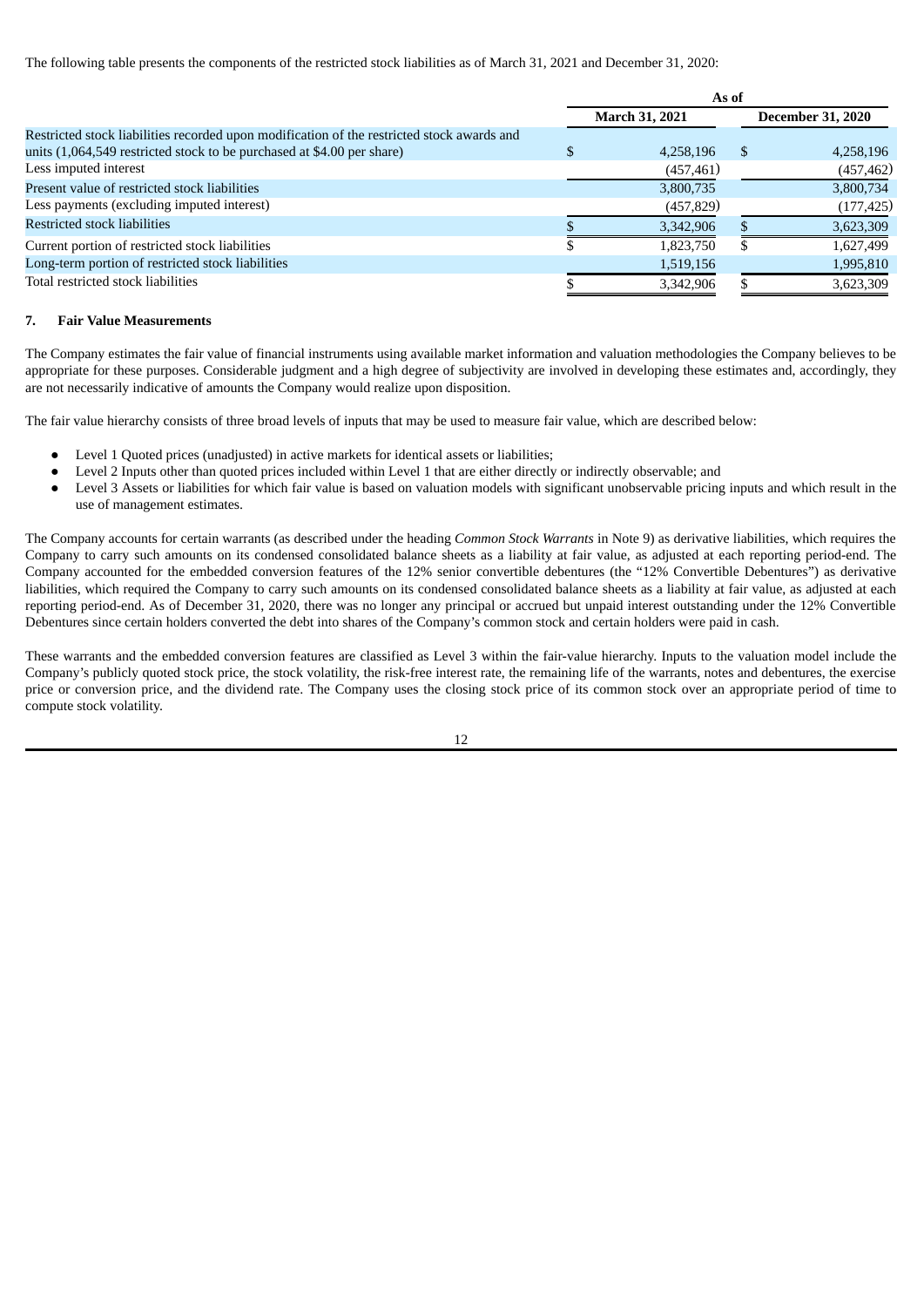The following table presents the components of the restricted stock liabilities as of March 31, 2021 and December 31, 2020:

| | As of | |
|---|---|---|
| | March 31, 2021 | December 31, 2020 |
| Restricted stock liabilities recorded upon modification of the restricted stock awards and units (1,064,549 restricted stock to be purchased at $4.00 per share) | $ 4,258,196 | $ 4,258,196 |
| Less imputed interest | (457,461) | (457,462) |
| Present value of restricted stock liabilities | 3,800,735 | 3,800,734 |
| Less payments (excluding imputed interest) | (457,829) | (177,425) |
| Restricted stock liabilities | $ 3,342,906 | $ 3,623,309 |
| Current portion of restricted stock liabilities | $ 1,823,750 | $ 1,627,499 |
| Long-term portion of restricted stock liabilities | 1,519,156 | 1,995,810 |
| Total restricted stock liabilities | $ 3,342,906 | $ 3,623,309 |

## 7. Fair Value Measurements

The Company estimates the fair value of financial instruments using available market information and valuation methodologies the Company believes to be appropriate for these purposes. Considerable judgment and a high degree of subjectivity are involved in developing these estimates and, accordingly, they are not necessarily indicative of amounts the Company would realize upon disposition.

The fair value hierarchy consists of three broad levels of inputs that may be used to measure fair value, which are described below:

- Level 1 Quoted prices (unadjusted) in active markets for identical assets or liabilities;
- Level 2 Inputs other than quoted prices included within Level 1 that are either directly or indirectly observable; and
- Level 3 Assets or liabilities for which fair value is based on valuation models with significant unobservable pricing inputs and which result in the use of management estimates.

The Company accounts for certain warrants (as described under the heading *Common Stock Warrants* in Note 9) as derivative liabilities, which requires the Company to carry such amounts on its condensed consolidated balance sheets as a liability at fair value, as adjusted at each reporting period-end. The Company accounted for the embedded conversion features of the 12% senior convertible debentures (the "12% Convertible Debentures") as derivative liabilities, which required the Company to carry such amounts on its condensed consolidated balance sheets as a liability at fair value, as adjusted at each reporting period-end. As of December 31, 2020, there was no longer any principal or accrued but unpaid interest outstanding under the 12% Convertible Debentures since certain holders converted the debt into shares of the Company's common stock and certain holders were paid in cash.

These warrants and the embedded conversion features are classified as Level 3 within the fair-value hierarchy. Inputs to the valuation model include the Company's publicly quoted stock price, the stock volatility, the risk-free interest rate, the remaining life of the warrants, notes and debentures, the exercise price or conversion price, and the dividend rate. The Company uses the closing stock price of its common stock over an appropriate period of time to compute stock volatility.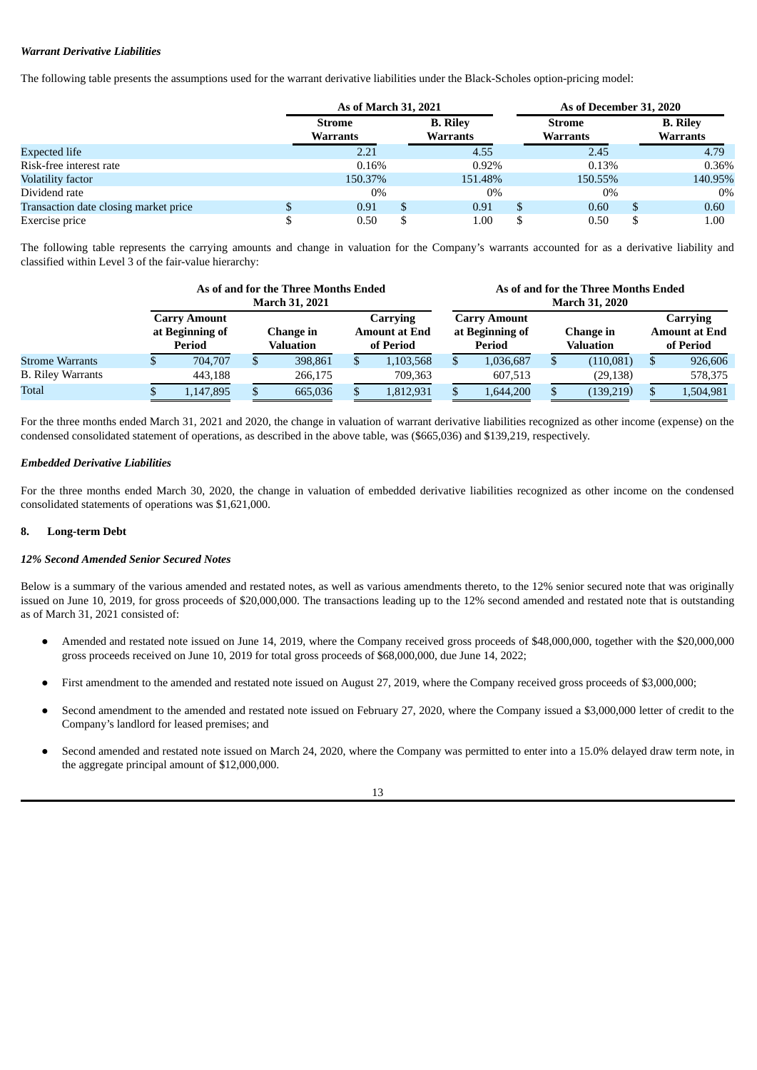*Warrant Derivative Liabilities*

The following table presents the assumptions used for the warrant derivative liabilities under the Black-Scholes option-pricing model:

| | As of March 31, 2021 | | As of December 31, 2020 | |
|---|---|---|---|---|
| | Strome Warrants | B. Riley Warrants | Strome Warrants | B. Riley Warrants |
| Expected life | 2.21 | 4.55 | 2.45 | 4.79 |
| Risk-free interest rate | 0.16% | 0.92% | 0.13% | 0.36% |
| Volatility factor | 150.37% | 151.48% | 150.55% | 140.95% |
| Dividend rate | 0% | 0% | 0% | 0% |
| Transaction date closing market price | $ 0.91 | $ 0.91 | $ 0.60 | $ 0.60 |
| Exercise price | $ 0.50 | $ 1.00 | $ 0.50 | $ 1.00 |

The following table represents the carrying amounts and change in valuation for the Company's warrants accounted for as a derivative liability and classified within Level 3 of the fair-value hierarchy:

| | As of and for the Three Months Ended March 31, 2021 | | | As of and for the Three Months Ended March 31, 2020 | | |
|---|---|---|---|---|---|---|
| | Carry Amount at Beginning of Period | Change in Valuation | Carrying Amount at End of Period | Carry Amount at Beginning of Period | Change in Valuation | Carrying Amount at End of Period |
| Strome Warrants | $ 704,707 | $ 398,861 | $ 1,103,568 | $ 1,036,687 | $ (110,081) | $ 926,606 |
| B. Riley Warrants | 443,188 | 266,175 | 709,363 | 607,513 | (29,138) | 578,375 |
| Total | $ 1,147,895 | $ 665,036 | $ 1,812,931 | $ 1,644,200 | $ (139,219) | $ 1,504,981 |

For the three months ended March 31, 2021 and 2020, the change in valuation of warrant derivative liabilities recognized as other income (expense) on the condensed consolidated statement of operations, as described in the above table, was ($665,036) and $139,219, respectively.

*Embedded Derivative Liabilities*

For the three months ended March 30, 2020, the change in valuation of embedded derivative liabilities recognized as other income on the condensed consolidated statements of operations was $1,621,000.

## 8. Long-term Debt

*12% Second Amended Senior Secured Notes*

Below is a summary of the various amended and restated notes, as well as various amendments thereto, to the 12% senior secured note that was originally issued on June 10, 2019, for gross proceeds of $20,000,000. The transactions leading up to the 12% second amended and restated note that is outstanding as of March 31, 2021 consisted of:

- Amended and restated note issued on June 14, 2019, where the Company received gross proceeds of $48,000,000, together with the $20,000,000 gross proceeds received on June 10, 2019 for total gross proceeds of $68,000,000, due June 14, 2022;
- First amendment to the amended and restated note issued on August 27, 2019, where the Company received gross proceeds of $3,000,000;
- Second amendment to the amended and restated note issued on February 27, 2020, where the Company issued a $3,000,000 letter of credit to the Company's landlord for leased premises; and
- Second amended and restated note issued on March 24, 2020, where the Company was permitted to enter into a 15.0% delayed draw term note, in the aggregate principal amount of $12,000,000.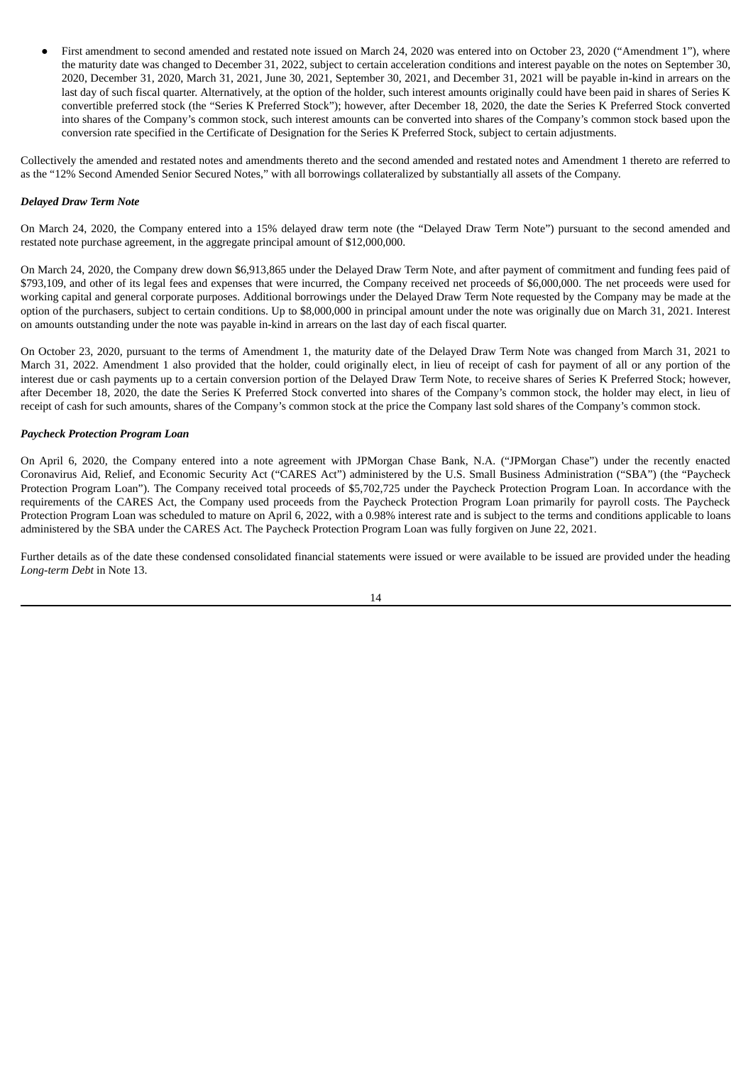- First amendment to second amended and restated note issued on March 24, 2020 was entered into on October 23, 2020 ("Amendment 1"), where the maturity date was changed to December 31, 2022, subject to certain acceleration conditions and interest payable on the notes on September 30, 2020, December 31, 2020, March 31, 2021, June 30, 2021, September 30, 2021, and December 31, 2021 will be payable in-kind in arrears on the last day of such fiscal quarter. Alternatively, at the option of the holder, such interest amounts originally could have been paid in shares of Series K convertible preferred stock (the "Series K Preferred Stock"); however, after December 18, 2020, the date the Series K Preferred Stock converted into shares of the Company's common stock, such interest amounts can be converted into shares of the Company's common stock based upon the conversion rate specified in the Certificate of Designation for the Series K Preferred Stock, subject to certain adjustments.

Collectively the amended and restated notes and amendments thereto and the second amended and restated notes and Amendment 1 thereto are referred to as the "12% Second Amended Senior Secured Notes," with all borrowings collateralized by substantially all assets of the Company.

***Delayed Draw Term Note***

On March 24, 2020, the Company entered into a 15% delayed draw term note (the "Delayed Draw Term Note") pursuant to the second amended and restated note purchase agreement, in the aggregate principal amount of $12,000,000.

On March 24, 2020, the Company drew down $6,913,865 under the Delayed Draw Term Note, and after payment of commitment and funding fees paid of $793,109, and other of its legal fees and expenses that were incurred, the Company received net proceeds of $6,000,000. The net proceeds were used for working capital and general corporate purposes. Additional borrowings under the Delayed Draw Term Note requested by the Company may be made at the option of the purchasers, subject to certain conditions. Up to $8,000,000 in principal amount under the note was originally due on March 31, 2021. Interest on amounts outstanding under the note was payable in-kind in arrears on the last day of each fiscal quarter.

On October 23, 2020, pursuant to the terms of Amendment 1, the maturity date of the Delayed Draw Term Note was changed from March 31, 2021 to March 31, 2022. Amendment 1 also provided that the holder, could originally elect, in lieu of receipt of cash for payment of all or any portion of the interest due or cash payments up to a certain conversion portion of the Delayed Draw Term Note, to receive shares of Series K Preferred Stock; however, after December 18, 2020, the date the Series K Preferred Stock converted into shares of the Company's common stock, the holder may elect, in lieu of receipt of cash for such amounts, shares of the Company's common stock at the price the Company last sold shares of the Company's common stock.

***Paycheck Protection Program Loan***

On April 6, 2020, the Company entered into a note agreement with JPMorgan Chase Bank, N.A. ("JPMorgan Chase") under the recently enacted Coronavirus Aid, Relief, and Economic Security Act ("CARES Act") administered by the U.S. Small Business Administration ("SBA") (the "Paycheck Protection Program Loan"). The Company received total proceeds of $5,702,725 under the Paycheck Protection Program Loan. In accordance with the requirements of the CARES Act, the Company used proceeds from the Paycheck Protection Program Loan primarily for payroll costs. The Paycheck Protection Program Loan was scheduled to mature on April 6, 2022, with a 0.98% interest rate and is subject to the terms and conditions applicable to loans administered by the SBA under the CARES Act. The Paycheck Protection Program Loan was fully forgiven on June 22, 2021.

Further details as of the date these condensed consolidated financial statements were issued or were available to be issued are provided under the heading *Long-term Debt* in Note 13.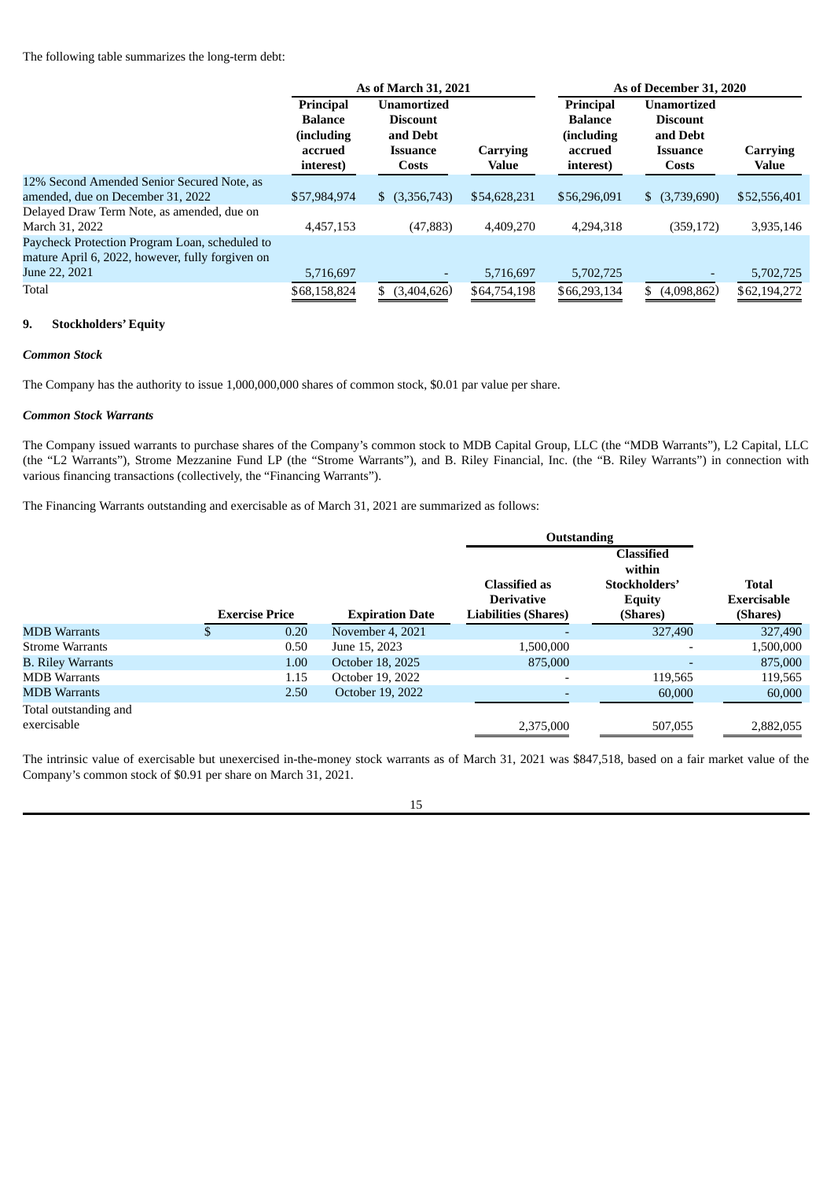The following table summarizes the long-term debt:

| | As of March 31, 2021 | | | As of December 31, 2020 | | |
|---|---|---|---|---|---|---|
| | Principal Balance (including accrued interest) | Unamortized Discount and Debt Issuance Costs | Carrying Value | Principal Balance (including accrued interest) | Unamortized Discount and Debt Issuance Costs | Carrying Value |
| 12% Second Amended Senior Secured Note, as amended, due on December 31, 2022 | $57,984,974 | $ (3,356,743) | $54,628,231 | $56,296,091 | $ (3,739,690) | $52,556,401 |
| Delayed Draw Term Note, as amended, due on March 31, 2022 | 4,457,153 | (47,883) | 4,409,270 | 4,294,318 | (359,172) | 3,935,146 |
| Paycheck Protection Program Loan, scheduled to mature April 6, 2022, however, fully forgiven on June 22, 2021 | 5,716,697 | - | 5,716,697 | 5,702,725 | - | 5,702,725 |
| Total | $68,158,824 | $ (3,404,626) | $64,754,198 | $66,293,134 | $ (4,098,862) | $62,194,272 |

## 9. Stockholders' Equity

### *Common Stock*

The Company has the authority to issue 1,000,000,000 shares of common stock, $0.01 par value per share.

### *Common Stock Warrants*

The Company issued warrants to purchase shares of the Company's common stock to MDB Capital Group, LLC (the "MDB Warrants"), L2 Capital, LLC (the "L2 Warrants"), Strome Mezzanine Fund LP (the "Strome Warrants"), and B. Riley Financial, Inc. (the "B. Riley Warrants") in connection with various financing transactions (collectively, the "Financing Warrants").

The Financing Warrants outstanding and exercisable as of March 31, 2021 are summarized as follows:

| | | | Outstanding | | |
|---|---|---|---|---|---|
| | Exercise Price | Expiration Date | Classified as Derivative Liabilities (Shares) | Classified within Stockholders' Equity (Shares) | Total Exercisable (Shares) |
| MDB Warrants | $ 0.20 | November 4, 2021 | - | 327,490 | 327,490 |
| Strome Warrants | 0.50 | June 15, 2023 | 1,500,000 | - | 1,500,000 |
| B. Riley Warrants | 1.00 | October 18, 2025 | 875,000 | - | 875,000 |
| MDB Warrants | 1.15 | October 19, 2022 | - | 119,565 | 119,565 |
| MDB Warrants | 2.50 | October 19, 2022 | - | 60,000 | 60,000 |
| Total outstanding and exercisable | | | 2,375,000 | 507,055 | 2,882,055 |

The intrinsic value of exercisable but unexercised in-the-money stock warrants as of March 31, 2021 was $847,518, based on a fair market value of the Company's common stock of $0.91 per share on March 31, 2021.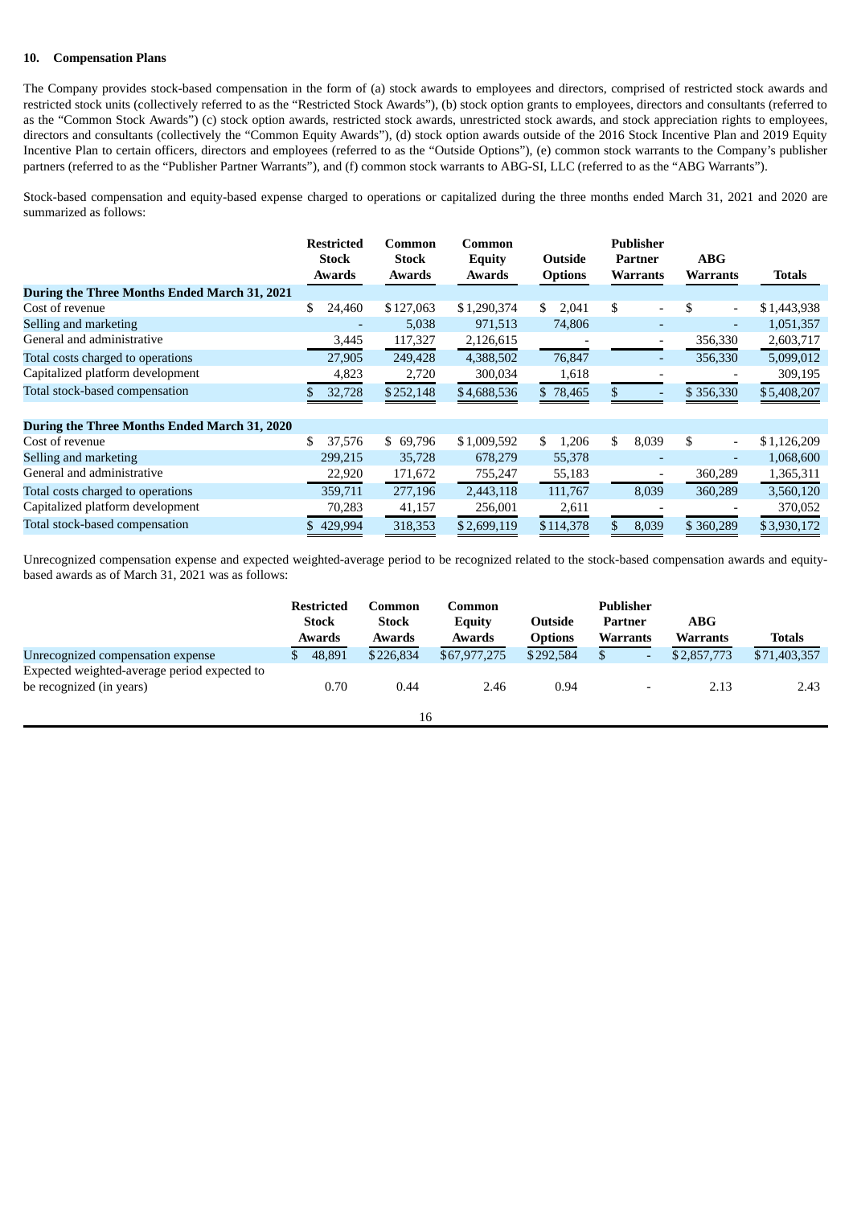#### 10. Compensation Plans

The Company provides stock-based compensation in the form of (a) stock awards to employees and directors, comprised of restricted stock awards and restricted stock units (collectively referred to as the "Restricted Stock Awards"), (b) stock option grants to employees, directors and consultants (referred to as the "Common Stock Awards") (c) stock option awards, restricted stock awards, unrestricted stock awards, and stock appreciation rights to employees, directors and consultants (collectively the "Common Equity Awards"), (d) stock option awards outside of the 2016 Stock Incentive Plan and 2019 Equity Incentive Plan to certain officers, directors and employees (referred to as the "Outside Options"), (e) common stock warrants to the Company's publisher partners (referred to as the "Publisher Partner Warrants"), and (f) common stock warrants to ABG-SI, LLC (referred to as the "ABG Warrants").

Stock-based compensation and equity-based expense charged to operations or capitalized during the three months ended March 31, 2021 and 2020 are summarized as follows:

| | Restricted Stock Awards | Common Stock Awards | Common Equity Awards | Outside Options | Publisher Partner Warrants | ABG Warrants | Totals |
|---|---|---|---|---|---|---|---|
| **During the Three Months Ended March 31, 2021** | | | | | | | |
| Cost of revenue | $ 24,460 | $ 127,063 | $ 1,290,374 | $ 2,041 | $ - | $ - | $ 1,443,938 |
| Selling and marketing | - | 5,038 | 971,513 | 74,806 | - | - | 1,051,357 |
| General and administrative | 3,445 | 117,327 | 2,126,615 | - | - | 356,330 | 2,603,717 |
| Total costs charged to operations | 27,905 | 249,428 | 4,388,502 | 76,847 | - | 356,330 | 5,099,012 |
| Capitalized platform development | 4,823 | 2,720 | 300,034 | 1,618 | - | - | 309,195 |
| Total stock-based compensation | $ 32,728 | $ 252,148 | $ 4,688,536 | $ 78,465 | $ - | $ 356,330 | $ 5,408,207 |
| **During the Three Months Ended March 31, 2020** | | | | | | | |
| Cost of revenue | $ 37,576 | $ 69,796 | $ 1,009,592 | $ 1,206 | $ 8,039 | $ - | $ 1,126,209 |
| Selling and marketing | 299,215 | 35,728 | 678,279 | 55,378 | - | - | 1,068,600 |
| General and administrative | 22,920 | 171,672 | 755,247 | 55,183 | - | 360,289 | 1,365,311 |
| Total costs charged to operations | 359,711 | 277,196 | 2,443,118 | 111,767 | 8,039 | 360,289 | 3,560,120 |
| Capitalized platform development | 70,283 | 41,157 | 256,001 | 2,611 | - | - | 370,052 |
| Total stock-based compensation | $ 429,994 | 318,353 | $ 2,699,119 | $ 114,378 | $ 8,039 | $ 360,289 | $ 3,930,172 |

Unrecognized compensation expense and expected weighted-average period to be recognized related to the stock-based compensation awards and equity-based awards as of March 31, 2021 was as follows:

| | Restricted Stock Awards | Common Stock Awards | Common Equity Awards | Outside Options | Publisher Partner Warrants | ABG Warrants | Totals |
|---|---|---|---|---|---|---|---|
| Unrecognized compensation expense | $ 48,891 | $ 226,834 | $ 67,977,275 | $ 292,584 | $ - | $ 2,857,773 | $ 71,403,357 |
| Expected weighted-average period expected to be recognized (in years) | 0.70 | 0.44 | 2.46 | 0.94 | - | 2.13 | 2.43 |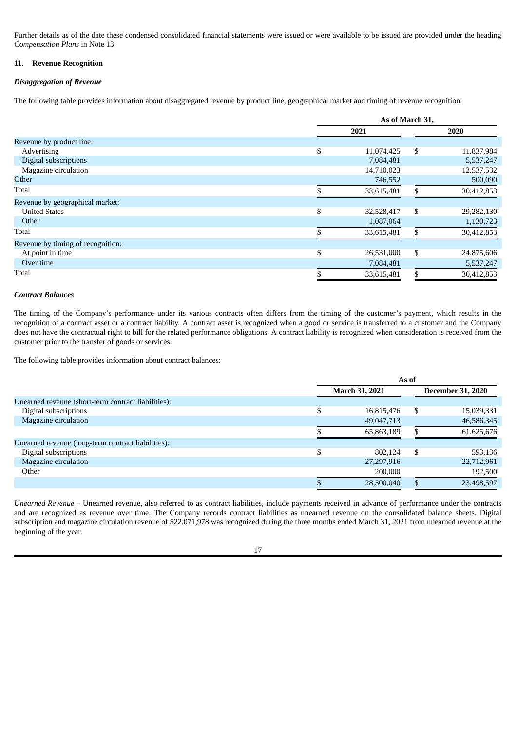Further details as of the date these condensed consolidated financial statements were issued or were available to be issued are provided under the heading *Compensation Plans* in Note 13.

## 11. Revenue Recognition

### *Disaggregation of Revenue*

The following table provides information about disaggregated revenue by product line, geographical market and timing of revenue recognition:

| | As of March 31, | |
|---|---|---|
| | 2021 | 2020 |
| Revenue by product line: | | |
| Advertising | $ 11,074,425 | $ 11,837,984 |
| Digital subscriptions | 7,084,481 | 5,537,247 |
| Magazine circulation | 14,710,023 | 12,537,532 |
| Other | 746,552 | 500,090 |
| Total | $ 33,615,481 | $ 30,412,853 |
| Revenue by geographical market: | | |
| United States | $ 32,528,417 | $ 29,282,130 |
| Other | 1,087,064 | 1,130,723 |
| Total | $ 33,615,481 | $ 30,412,853 |
| Revenue by timing of recognition: | | |
| At point in time | $ 26,531,000 | $ 24,875,606 |
| Over time | 7,084,481 | 5,537,247 |
| Total | $ 33,615,481 | $ 30,412,853 |

### *Contract Balances*

The timing of the Company's performance under its various contracts often differs from the timing of the customer's payment, which results in the recognition of a contract asset or a contract liability. A contract asset is recognized when a good or service is transferred to a customer and the Company does not have the contractual right to bill for the related performance obligations. A contract liability is recognized when consideration is received from the customer prior to the transfer of goods or services.

The following table provides information about contract balances:

| | As of | |
|---|---|---|
| | March 31, 2021 | December 31, 2020 |
| Unearned revenue (short-term contract liabilities): | | |
| Digital subscriptions | $ 16,815,476 | $ 15,039,331 |
| Magazine circulation | 49,047,713 | 46,586,345 |
| | $ 65,863,189 | $ 61,625,676 |
| Unearned revenue (long-term contract liabilities): | | |
| Digital subscriptions | $ 802,124 | $ 593,136 |
| Magazine circulation | 27,297,916 | 22,712,961 |
| Other | 200,000 | 192,500 |
| | $ 28,300,040 | $ 23,498,597 |

*Unearned Revenue* – Unearned revenue, also referred to as contract liabilities, include payments received in advance of performance under the contracts and are recognized as revenue over time. The Company records contract liabilities as unearned revenue on the consolidated balance sheets. Digital subscription and magazine circulation revenue of $22,071,978 was recognized during the three months ended March 31, 2021 from unearned revenue at the beginning of the year.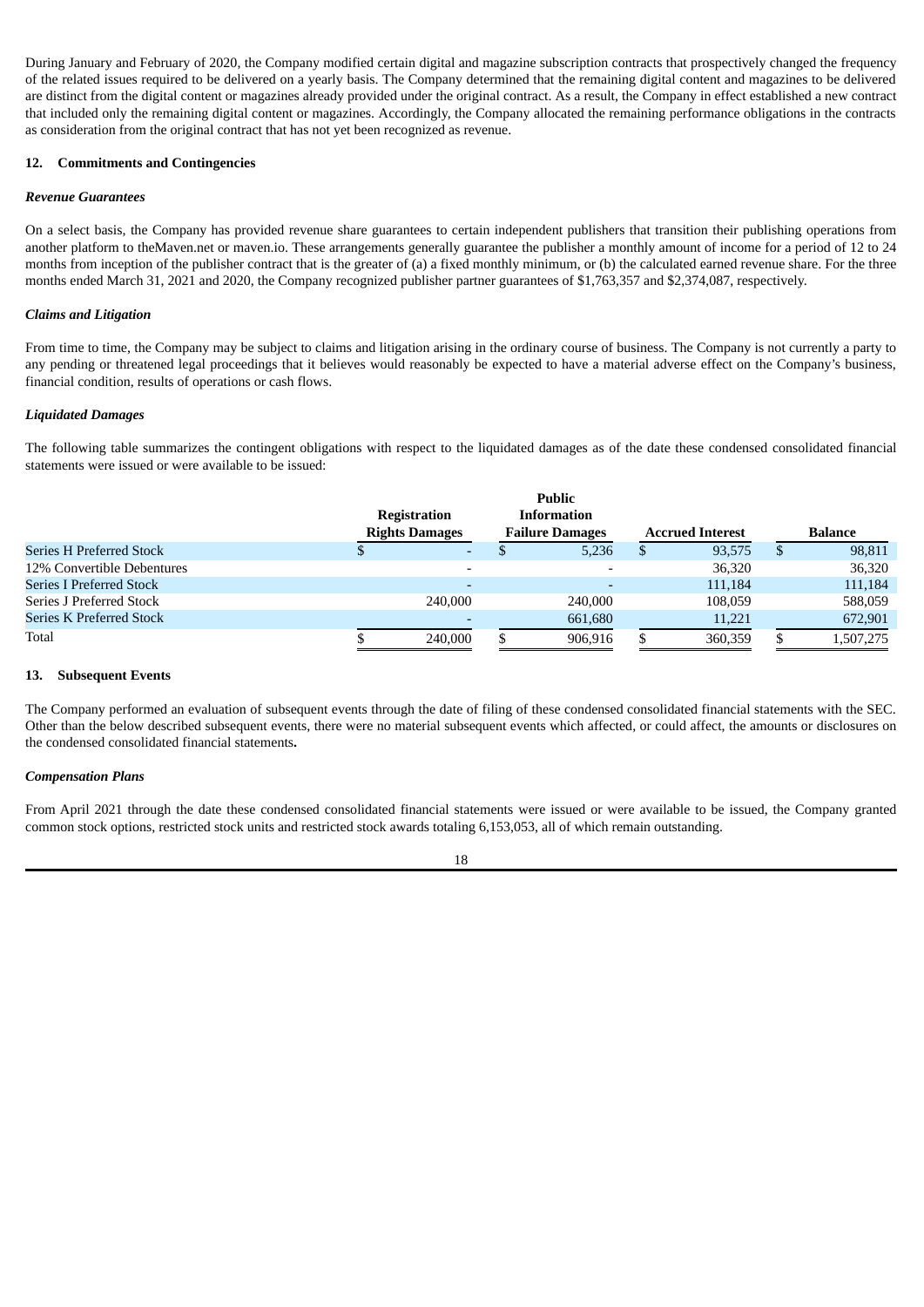During January and February of 2020, the Company modified certain digital and magazine subscription contracts that prospectively changed the frequency of the related issues required to be delivered on a yearly basis. The Company determined that the remaining digital content and magazines to be delivered are distinct from the digital content or magazines already provided under the original contract. As a result, the Company in effect established a new contract that included only the remaining digital content or magazines. Accordingly, the Company allocated the remaining performance obligations in the contracts as consideration from the original contract that has not yet been recognized as revenue.

## 12. Commitments and Contingencies

***Revenue Guarantees***

On a select basis, the Company has provided revenue share guarantees to certain independent publishers that transition their publishing operations from another platform to theMaven.net or maven.io. These arrangements generally guarantee the publisher a monthly amount of income for a period of 12 to 24 months from inception of the publisher contract that is the greater of (a) a fixed monthly minimum, or (b) the calculated earned revenue share. For the three months ended March 31, 2021 and 2020, the Company recognized publisher partner guarantees of $1,763,357 and $2,374,087, respectively.

***Claims and Litigation***

From time to time, the Company may be subject to claims and litigation arising in the ordinary course of business. The Company is not currently a party to any pending or threatened legal proceedings that it believes would reasonably be expected to have a material adverse effect on the Company's business, financial condition, results of operations or cash flows.

***Liquidated Damages***

The following table summarizes the contingent obligations with respect to the liquidated damages as of the date these condensed consolidated financial statements were issued or were available to be issued:

| | Registration Rights Damages | Public Information Failure Damages | Accrued Interest | Balance |
|---|---|---|---|---|
| Series H Preferred Stock | $ - | $ 5,236 | $ 93,575 | $ 98,811 |
| 12% Convertible Debentures | - | - | 36,320 | 36,320 |
| Series I Preferred Stock | - | - | 111,184 | 111,184 |
| Series J Preferred Stock | 240,000 | 240,000 | 108,059 | 588,059 |
| Series K Preferred Stock | - | 661,680 | 11,221 | 672,901 |
| Total | $ 240,000 | $ 906,916 | $ 360,359 | $ 1,507,275 |

## 13. Subsequent Events

The Company performed an evaluation of subsequent events through the date of filing of these condensed consolidated financial statements with the SEC. Other than the below described subsequent events, there were no material subsequent events which affected, or could affect, the amounts or disclosures on the condensed consolidated financial statements**.**

***Compensation Plans***

From April 2021 through the date these condensed consolidated financial statements were issued or were available to be issued, the Company granted common stock options, restricted stock units and restricted stock awards totaling 6,153,053, all of which remain outstanding.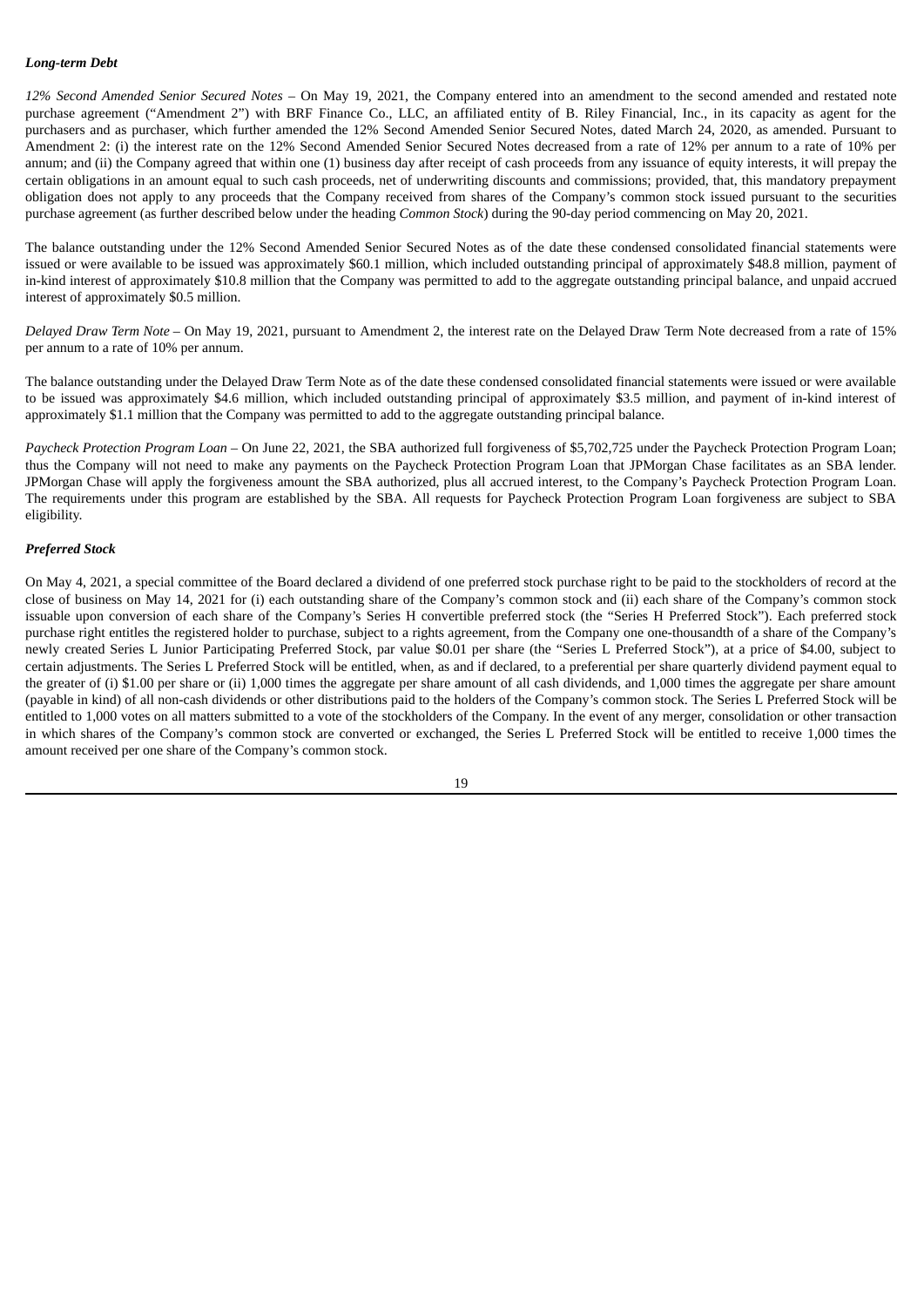### *Long-term Debt*

*12% Second Amended Senior Secured Notes* – On May 19, 2021, the Company entered into an amendment to the second amended and restated note purchase agreement ("Amendment 2") with BRF Finance Co., LLC, an affiliated entity of B. Riley Financial, Inc., in its capacity as agent for the purchasers and as purchaser, which further amended the 12% Second Amended Senior Secured Notes, dated March 24, 2020, as amended. Pursuant to Amendment 2: (i) the interest rate on the 12% Second Amended Senior Secured Notes decreased from a rate of 12% per annum to a rate of 10% per annum; and (ii) the Company agreed that within one (1) business day after receipt of cash proceeds from any issuance of equity interests, it will prepay the certain obligations in an amount equal to such cash proceeds, net of underwriting discounts and commissions; provided, that, this mandatory prepayment obligation does not apply to any proceeds that the Company received from shares of the Company's common stock issued pursuant to the securities purchase agreement (as further described below under the heading *Common Stock*) during the 90-day period commencing on May 20, 2021.

The balance outstanding under the 12% Second Amended Senior Secured Notes as of the date these condensed consolidated financial statements were issued or were available to be issued was approximately $60.1 million, which included outstanding principal of approximately $48.8 million, payment of in-kind interest of approximately $10.8 million that the Company was permitted to add to the aggregate outstanding principal balance, and unpaid accrued interest of approximately $0.5 million.

*Delayed Draw Term Note* – On May 19, 2021, pursuant to Amendment 2, the interest rate on the Delayed Draw Term Note decreased from a rate of 15% per annum to a rate of 10% per annum.

The balance outstanding under the Delayed Draw Term Note as of the date these condensed consolidated financial statements were issued or were available to be issued was approximately $4.6 million, which included outstanding principal of approximately $3.5 million, and payment of in-kind interest of approximately $1.1 million that the Company was permitted to add to the aggregate outstanding principal balance.

*Paycheck Protection Program Loan* – On June 22, 2021, the SBA authorized full forgiveness of $5,702,725 under the Paycheck Protection Program Loan; thus the Company will not need to make any payments on the Paycheck Protection Program Loan that JPMorgan Chase facilitates as an SBA lender. JPMorgan Chase will apply the forgiveness amount the SBA authorized, plus all accrued interest, to the Company's Paycheck Protection Program Loan. The requirements under this program are established by the SBA. All requests for Paycheck Protection Program Loan forgiveness are subject to SBA eligibility.

### *Preferred Stock*

On May 4, 2021, a special committee of the Board declared a dividend of one preferred stock purchase right to be paid to the stockholders of record at the close of business on May 14, 2021 for (i) each outstanding share of the Company's common stock and (ii) each share of the Company's common stock issuable upon conversion of each share of the Company's Series H convertible preferred stock (the "Series H Preferred Stock"). Each preferred stock purchase right entitles the registered holder to purchase, subject to a rights agreement, from the Company one one-thousandth of a share of the Company's newly created Series L Junior Participating Preferred Stock, par value $0.01 per share (the "Series L Preferred Stock"), at a price of $4.00, subject to certain adjustments. The Series L Preferred Stock will be entitled, when, as and if declared, to a preferential per share quarterly dividend payment equal to the greater of (i) $1.00 per share or (ii) 1,000 times the aggregate per share amount of all cash dividends, and 1,000 times the aggregate per share amount (payable in kind) of all non-cash dividends or other distributions paid to the holders of the Company's common stock. The Series L Preferred Stock will be entitled to 1,000 votes on all matters submitted to a vote of the stockholders of the Company. In the event of any merger, consolidation or other transaction in which shares of the Company's common stock are converted or exchanged, the Series L Preferred Stock will be entitled to receive 1,000 times the amount received per one share of the Company's common stock.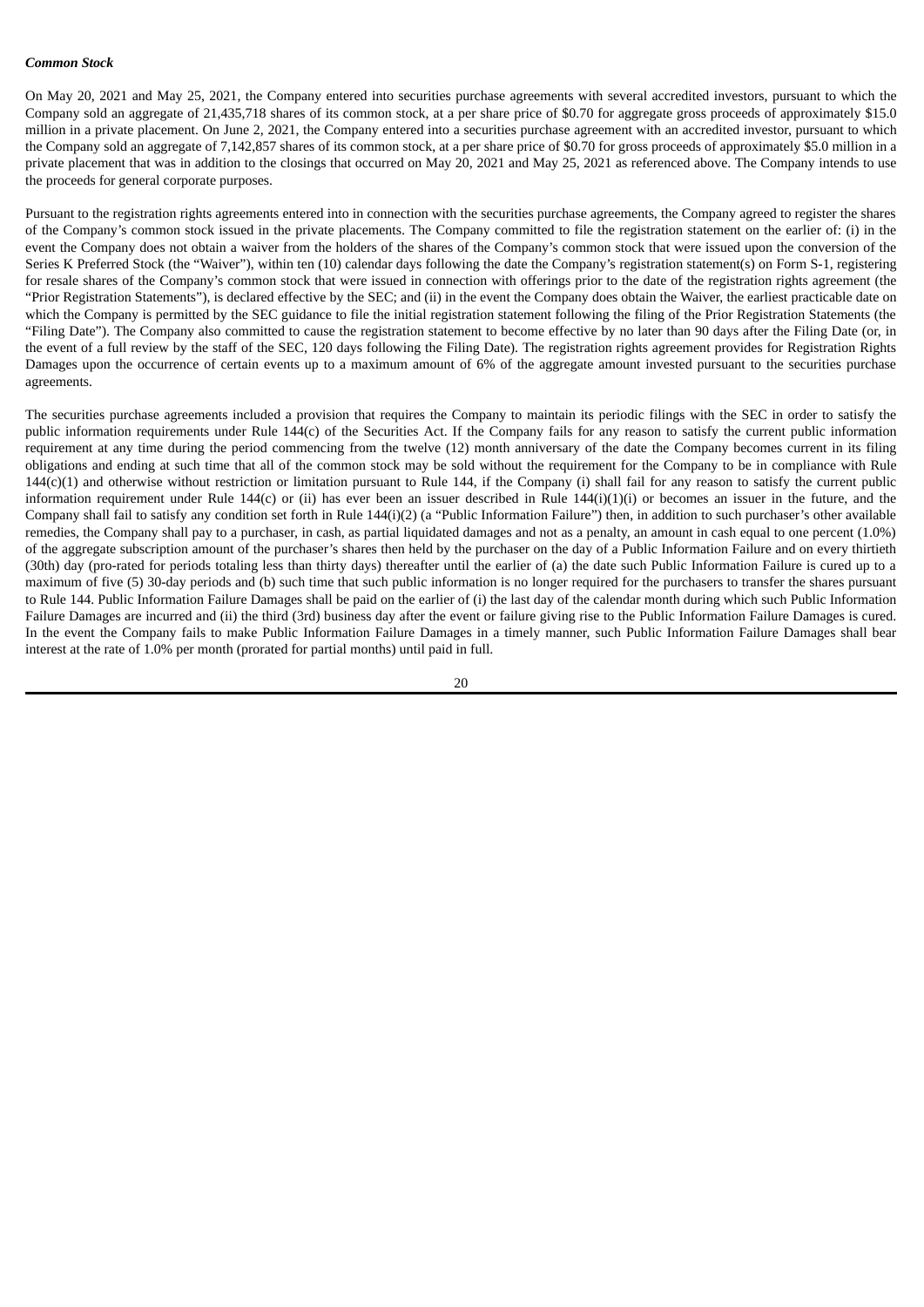***Common Stock***

On May 20, 2021 and May 25, 2021, the Company entered into securities purchase agreements with several accredited investors, pursuant to which the Company sold an aggregate of 21,435,718 shares of its common stock, at a per share price of $0.70 for aggregate gross proceeds of approximately $15.0 million in a private placement. On June 2, 2021, the Company entered into a securities purchase agreement with an accredited investor, pursuant to which the Company sold an aggregate of 7,142,857 shares of its common stock, at a per share price of $0.70 for gross proceeds of approximately $5.0 million in a private placement that was in addition to the closings that occurred on May 20, 2021 and May 25, 2021 as referenced above. The Company intends to use the proceeds for general corporate purposes.

Pursuant to the registration rights agreements entered into in connection with the securities purchase agreements, the Company agreed to register the shares of the Company's common stock issued in the private placements. The Company committed to file the registration statement on the earlier of: (i) in the event the Company does not obtain a waiver from the holders of the shares of the Company's common stock that were issued upon the conversion of the Series K Preferred Stock (the "Waiver"), within ten (10) calendar days following the date the Company's registration statement(s) on Form S-1, registering for resale shares of the Company's common stock that were issued in connection with offerings prior to the date of the registration rights agreement (the "Prior Registration Statements"), is declared effective by the SEC; and (ii) in the event the Company does obtain the Waiver, the earliest practicable date on which the Company is permitted by the SEC guidance to file the initial registration statement following the filing of the Prior Registration Statements (the "Filing Date"). The Company also committed to cause the registration statement to become effective by no later than 90 days after the Filing Date (or, in the event of a full review by the staff of the SEC, 120 days following the Filing Date). The registration rights agreement provides for Registration Rights Damages upon the occurrence of certain events up to a maximum amount of 6% of the aggregate amount invested pursuant to the securities purchase agreements.

The securities purchase agreements included a provision that requires the Company to maintain its periodic filings with the SEC in order to satisfy the public information requirements under Rule 144(c) of the Securities Act. If the Company fails for any reason to satisfy the current public information requirement at any time during the period commencing from the twelve (12) month anniversary of the date the Company becomes current in its filing obligations and ending at such time that all of the common stock may be sold without the requirement for the Company to be in compliance with Rule 144(c)(1) and otherwise without restriction or limitation pursuant to Rule 144, if the Company (i) shall fail for any reason to satisfy the current public information requirement under Rule 144(c) or (ii) has ever been an issuer described in Rule 144(i)(1)(i) or becomes an issuer in the future, and the Company shall fail to satisfy any condition set forth in Rule 144(i)(2) (a "Public Information Failure") then, in addition to such purchaser's other available remedies, the Company shall pay to a purchaser, in cash, as partial liquidated damages and not as a penalty, an amount in cash equal to one percent (1.0%) of the aggregate subscription amount of the purchaser's shares then held by the purchaser on the day of a Public Information Failure and on every thirtieth (30th) day (pro-rated for periods totaling less than thirty days) thereafter until the earlier of (a) the date such Public Information Failure is cured up to a maximum of five (5) 30-day periods and (b) such time that such public information is no longer required for the purchasers to transfer the shares pursuant to Rule 144. Public Information Failure Damages shall be paid on the earlier of (i) the last day of the calendar month during which such Public Information Failure Damages are incurred and (ii) the third (3rd) business day after the event or failure giving rise to the Public Information Failure Damages is cured. In the event the Company fails to make Public Information Failure Damages in a timely manner, such Public Information Failure Damages shall bear interest at the rate of 1.0% per month (prorated for partial months) until paid in full.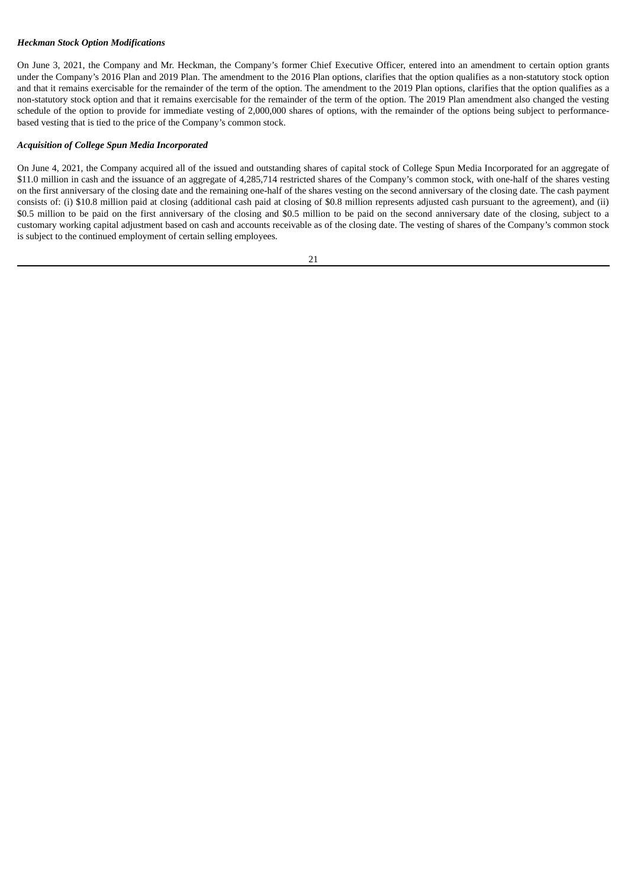***Heckman Stock Option Modifications***

On June 3, 2021, the Company and Mr. Heckman, the Company's former Chief Executive Officer, entered into an amendment to certain option grants under the Company's 2016 Plan and 2019 Plan. The amendment to the 2016 Plan options, clarifies that the option qualifies as a non-statutory stock option and that it remains exercisable for the remainder of the term of the option. The amendment to the 2019 Plan options, clarifies that the option qualifies as a non-statutory stock option and that it remains exercisable for the remainder of the term of the option. The 2019 Plan amendment also changed the vesting schedule of the option to provide for immediate vesting of 2,000,000 shares of options, with the remainder of the options being subject to performance-based vesting that is tied to the price of the Company's common stock.

***Acquisition of College Spun Media Incorporated***

On June 4, 2021, the Company acquired all of the issued and outstanding shares of capital stock of College Spun Media Incorporated for an aggregate of $11.0 million in cash and the issuance of an aggregate of 4,285,714 restricted shares of the Company's common stock, with one-half of the shares vesting on the first anniversary of the closing date and the remaining one-half of the shares vesting on the second anniversary of the closing date. The cash payment consists of: (i) $10.8 million paid at closing (additional cash paid at closing of $0.8 million represents adjusted cash pursuant to the agreement), and (ii) $0.5 million to be paid on the first anniversary of the closing and $0.5 million to be paid on the second anniversary date of the closing, subject to a customary working capital adjustment based on cash and accounts receivable as of the closing date. The vesting of shares of the Company's common stock is subject to the continued employment of certain selling employees.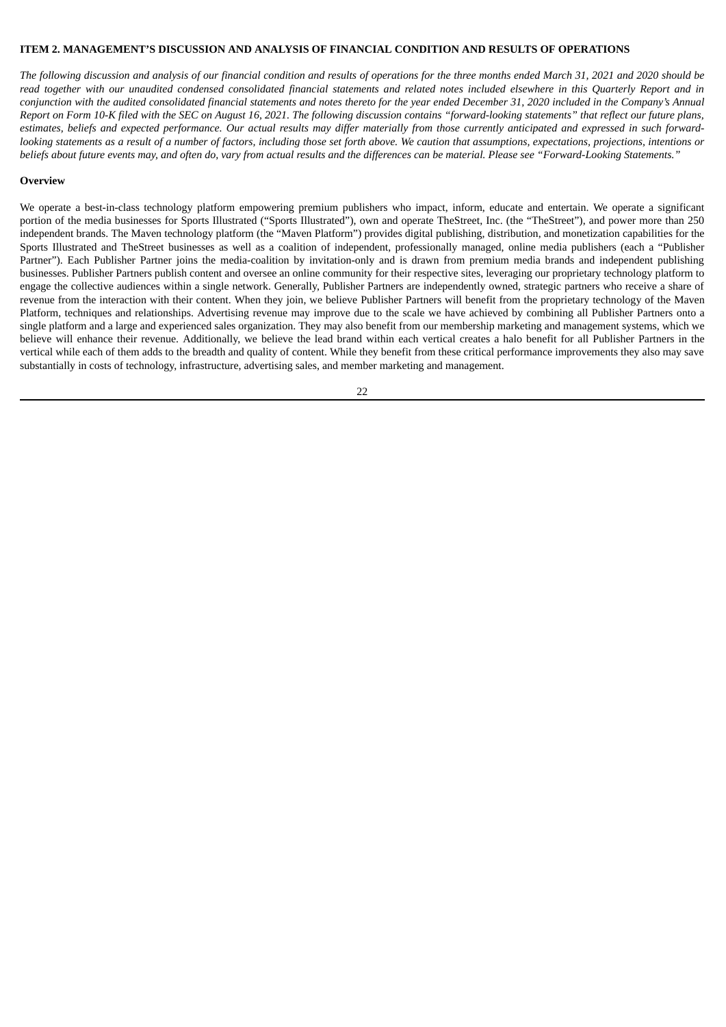## ITEM 2. MANAGEMENT'S DISCUSSION AND ANALYSIS OF FINANCIAL CONDITION AND RESULTS OF OPERATIONS

*The following discussion and analysis of our financial condition and results of operations for the three months ended March 31, 2021 and 2020 should be read together with our unaudited condensed consolidated financial statements and related notes included elsewhere in this Quarterly Report and in conjunction with the audited consolidated financial statements and notes thereto for the year ended December 31, 2020 included in the Company's Annual Report on Form 10-K filed with the SEC on August 16, 2021. The following discussion contains "forward-looking statements" that reflect our future plans, estimates, beliefs and expected performance. Our actual results may differ materially from those currently anticipated and expressed in such forward-looking statements as a result of a number of factors, including those set forth above. We caution that assumptions, expectations, projections, intentions or beliefs about future events may, and often do, vary from actual results and the differences can be material. Please see "Forward-Looking Statements."*

### Overview

We operate a best-in-class technology platform empowering premium publishers who impact, inform, educate and entertain. We operate a significant portion of the media businesses for Sports Illustrated ("Sports Illustrated"), own and operate TheStreet, Inc. (the "TheStreet"), and power more than 250 independent brands. The Maven technology platform (the "Maven Platform") provides digital publishing, distribution, and monetization capabilities for the Sports Illustrated and TheStreet businesses as well as a coalition of independent, professionally managed, online media publishers (each a "Publisher Partner"). Each Publisher Partner joins the media-coalition by invitation-only and is drawn from premium media brands and independent publishing businesses. Publisher Partners publish content and oversee an online community for their respective sites, leveraging our proprietary technology platform to engage the collective audiences within a single network. Generally, Publisher Partners are independently owned, strategic partners who receive a share of revenue from the interaction with their content. When they join, we believe Publisher Partners will benefit from the proprietary technology of the Maven Platform, techniques and relationships. Advertising revenue may improve due to the scale we have achieved by combining all Publisher Partners onto a single platform and a large and experienced sales organization. They may also benefit from our membership marketing and management systems, which we believe will enhance their revenue. Additionally, we believe the lead brand within each vertical creates a halo benefit for all Publisher Partners in the vertical while each of them adds to the breadth and quality of content. While they benefit from these critical performance improvements they also may save substantially in costs of technology, infrastructure, advertising sales, and member marketing and management.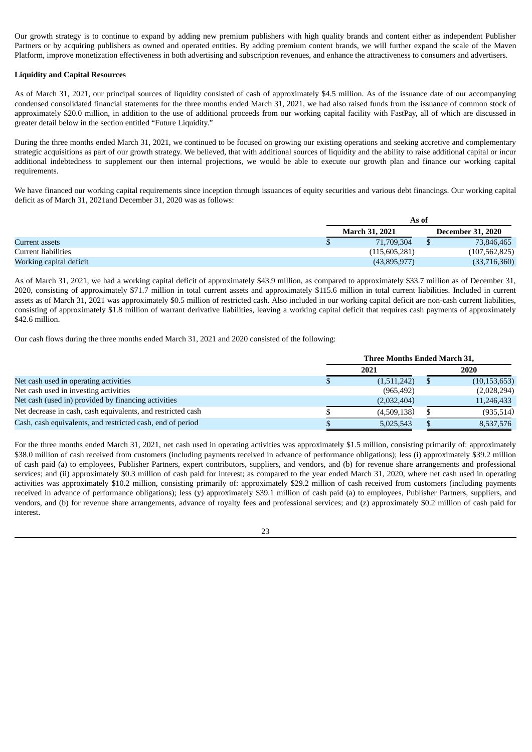Our growth strategy is to continue to expand by adding new premium publishers with high quality brands and content either as independent Publisher Partners or by acquiring publishers as owned and operated entities. By adding premium content brands, we will further expand the scale of the Maven Platform, improve monetization effectiveness in both advertising and subscription revenues, and enhance the attractiveness to consumers and advertisers.

**Liquidity and Capital Resources**

As of March 31, 2021, our principal sources of liquidity consisted of cash of approximately $4.5 million. As of the issuance date of our accompanying condensed consolidated financial statements for the three months ended March 31, 2021, we had also raised funds from the issuance of common stock of approximately $20.0 million, in addition to the use of additional proceeds from our working capital facility with FastPay, all of which are discussed in greater detail below in the section entitled "Future Liquidity."

During the three months ended March 31, 2021, we continued to be focused on growing our existing operations and seeking accretive and complementary strategic acquisitions as part of our growth strategy. We believed, that with additional sources of liquidity and the ability to raise additional capital or incur additional indebtedness to supplement our then internal projections, we would be able to execute our growth plan and finance our working capital requirements.

We have financed our working capital requirements since inception through issuances of equity securities and various debt financings. Our working capital deficit as of March 31, 2021and December 31, 2020 was as follows:

| | As of | |
|---|---|---|
| | March 31, 2021 | December 31, 2020 |
| Current assets | $ 71,709,304 | $ 73,846,465 |
| Current liabilities | (115,605,281) | (107,562,825) |
| Working capital deficit | (43,895,977) | (33,716,360) |

As of March 31, 2021, we had a working capital deficit of approximately $43.9 million, as compared to approximately $33.7 million as of December 31, 2020, consisting of approximately $71.7 million in total current assets and approximately $115.6 million in total current liabilities. Included in current assets as of March 31, 2021 was approximately $0.5 million of restricted cash. Also included in our working capital deficit are non-cash current liabilities, consisting of approximately $1.8 million of warrant derivative liabilities, leaving a working capital deficit that requires cash payments of approximately $42.6 million.

Our cash flows during the three months ended March 31, 2021 and 2020 consisted of the following:

| | Three Months Ended March 31, | |
|---|---|---|
| | 2021 | 2020 |
| Net cash used in operating activities | $ (1,511,242) | $ (10,153,653) |
| Net cash used in investing activities | (965,492) | (2,028,294) |
| Net cash (used in) provided by financing activities | (2,032,404) | 11,246,433 |
| Net decrease in cash, cash equivalents, and restricted cash | $ (4,509,138) | $ (935,514) |
| Cash, cash equivalents, and restricted cash, end of period | $ 5,025,543 | $ 8,537,576 |

For the three months ended March 31, 2021, net cash used in operating activities was approximately $1.5 million, consisting primarily of: approximately $38.0 million of cash received from customers (including payments received in advance of performance obligations); less (i) approximately $39.2 million of cash paid (a) to employees, Publisher Partners, expert contributors, suppliers, and vendors, and (b) for revenue share arrangements and professional services; and (ii) approximately $0.3 million of cash paid for interest; as compared to the year ended March 31, 2020, where net cash used in operating activities was approximately $10.2 million, consisting primarily of: approximately $29.2 million of cash received from customers (including payments received in advance of performance obligations); less (y) approximately $39.1 million of cash paid (a) to employees, Publisher Partners, suppliers, and vendors, and (b) for revenue share arrangements, advance of royalty fees and professional services; and (z) approximately $0.2 million of cash paid for interest.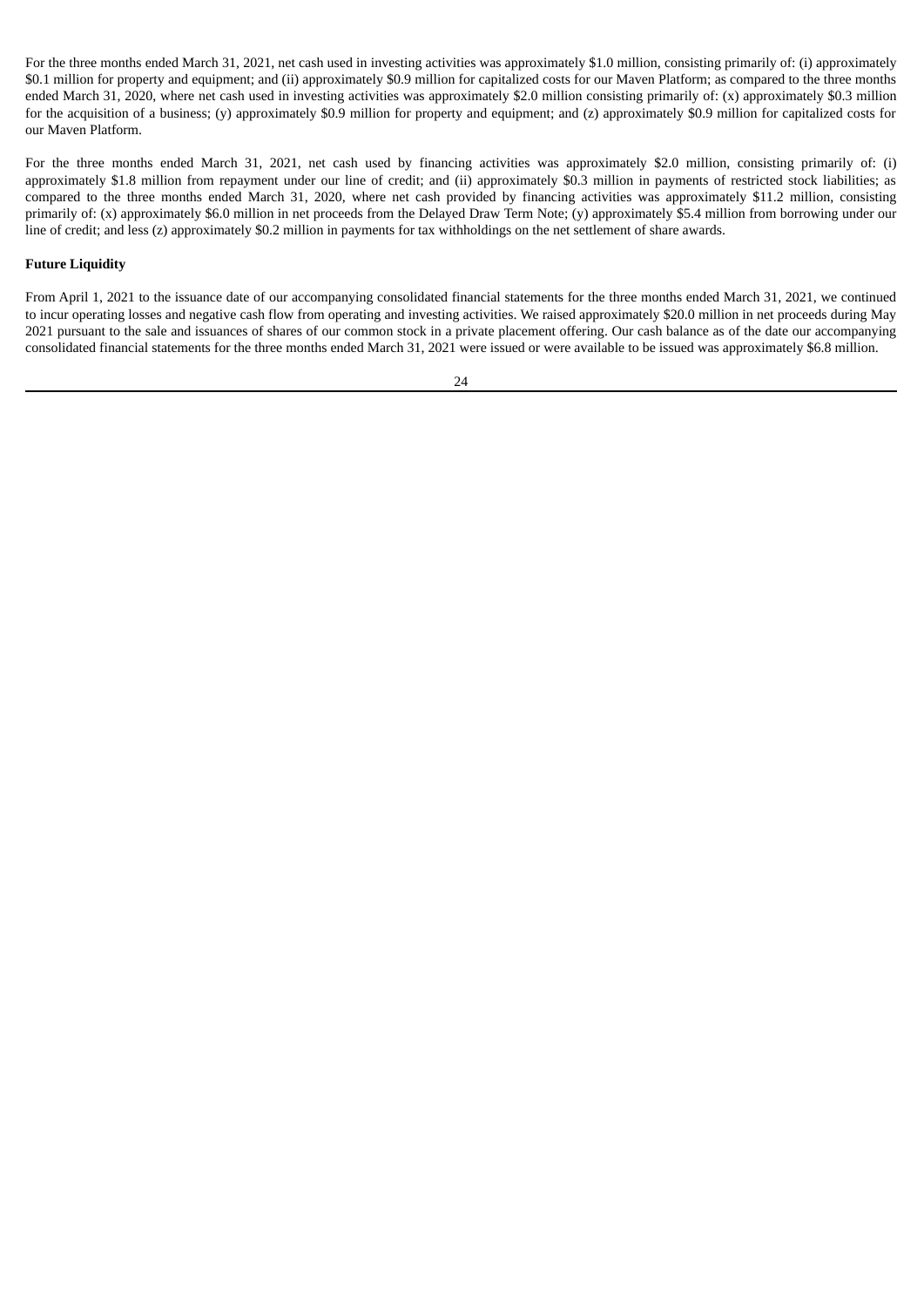For the three months ended March 31, 2021, net cash used in investing activities was approximately $1.0 million, consisting primarily of: (i) approximately $0.1 million for property and equipment; and (ii) approximately $0.9 million for capitalized costs for our Maven Platform; as compared to the three months ended March 31, 2020, where net cash used in investing activities was approximately $2.0 million consisting primarily of: (x) approximately $0.3 million for the acquisition of a business; (y) approximately $0.9 million for property and equipment; and (z) approximately $0.9 million for capitalized costs for our Maven Platform.

For the three months ended March 31, 2021, net cash used by financing activities was approximately $2.0 million, consisting primarily of: (i) approximately $1.8 million from repayment under our line of credit; and (ii) approximately $0.3 million in payments of restricted stock liabilities; as compared to the three months ended March 31, 2020, where net cash provided by financing activities was approximately $11.2 million, consisting primarily of: (x) approximately $6.0 million in net proceeds from the Delayed Draw Term Note; (y) approximately $5.4 million from borrowing under our line of credit; and less (z) approximately $0.2 million in payments for tax withholdings on the net settlement of share awards.

**Future Liquidity**

From April 1, 2021 to the issuance date of our accompanying consolidated financial statements for the three months ended March 31, 2021, we continued to incur operating losses and negative cash flow from operating and investing activities. We raised approximately $20.0 million in net proceeds during May 2021 pursuant to the sale and issuances of shares of our common stock in a private placement offering. Our cash balance as of the date our accompanying consolidated financial statements for the three months ended March 31, 2021 were issued or were available to be issued was approximately $6.8 million.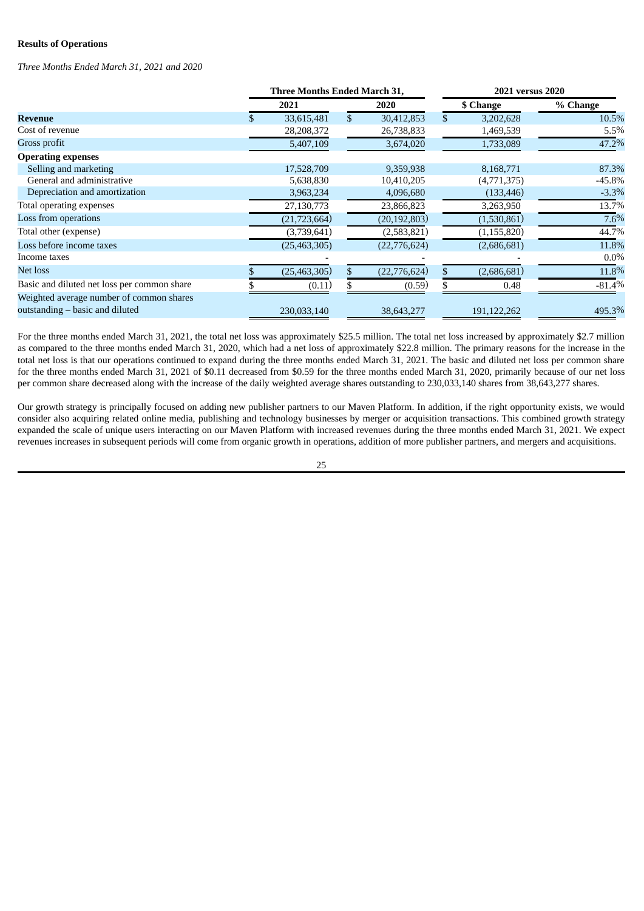**Results of Operations**

*Three Months Ended March 31, 2021 and 2020*

| | Three Months Ended March 31, | | 2021 versus 2020 | |
|---|---|---|---|---|
| | 2021 | 2020 | $ Change | % Change |
| **Revenue** | $ 33,615,481 | $ 30,412,853 | $ 3,202,628 | 10.5% |
| Cost of revenue | 28,208,372 | 26,738,833 | 1,469,539 | 5.5% |
| Gross profit | 5,407,109 | 3,674,020 | 1,733,089 | 47.2% |
| **Operating expenses** | | | | |
| Selling and marketing | 17,528,709 | 9,359,938 | 8,168,771 | 87.3% |
| General and administrative | 5,638,830 | 10,410,205 | (4,771,375) | -45.8% |
| Depreciation and amortization | 3,963,234 | 4,096,680 | (133,446) | -3.3% |
| Total operating expenses | 27,130,773 | 23,866,823 | 3,263,950 | 13.7% |
| Loss from operations | (21,723,664) | (20,192,803) | (1,530,861) | 7.6% |
| Total other (expense) | (3,739,641) | (2,583,821) | (1,155,820) | 44.7% |
| Loss before income taxes | (25,463,305) | (22,776,624) | (2,686,681) | 11.8% |
| Income taxes | - | - | - | 0.0% |
| Net loss | $ (25,463,305) | $ (22,776,624) | $ (2,686,681) | 11.8% |
| Basic and diluted net loss per common share | $ (0.11) | $ (0.59) | $ 0.48 | -81.4% |
| Weighted average number of common shares outstanding – basic and diluted | 230,033,140 | 38,643,277 | 191,122,262 | 495.3% |

For the three months ended March 31, 2021, the total net loss was approximately $25.5 million. The total net loss increased by approximately $2.7 million as compared to the three months ended March 31, 2020, which had a net loss of approximately $22.8 million. The primary reasons for the increase in the total net loss is that our operations continued to expand during the three months ended March 31, 2021. The basic and diluted net loss per common share for the three months ended March 31, 2021 of $0.11 decreased from $0.59 for the three months ended March 31, 2020, primarily because of our net loss per common share decreased along with the increase of the daily weighted average shares outstanding to 230,033,140 shares from 38,643,277 shares.

Our growth strategy is principally focused on adding new publisher partners to our Maven Platform. In addition, if the right opportunity exists, we would consider also acquiring related online media, publishing and technology businesses by merger or acquisition transactions. This combined growth strategy expanded the scale of unique users interacting on our Maven Platform with increased revenues during the three months ended March 31, 2021. We expect revenues increases in subsequent periods will come from organic growth in operations, addition of more publisher partners, and mergers and acquisitions.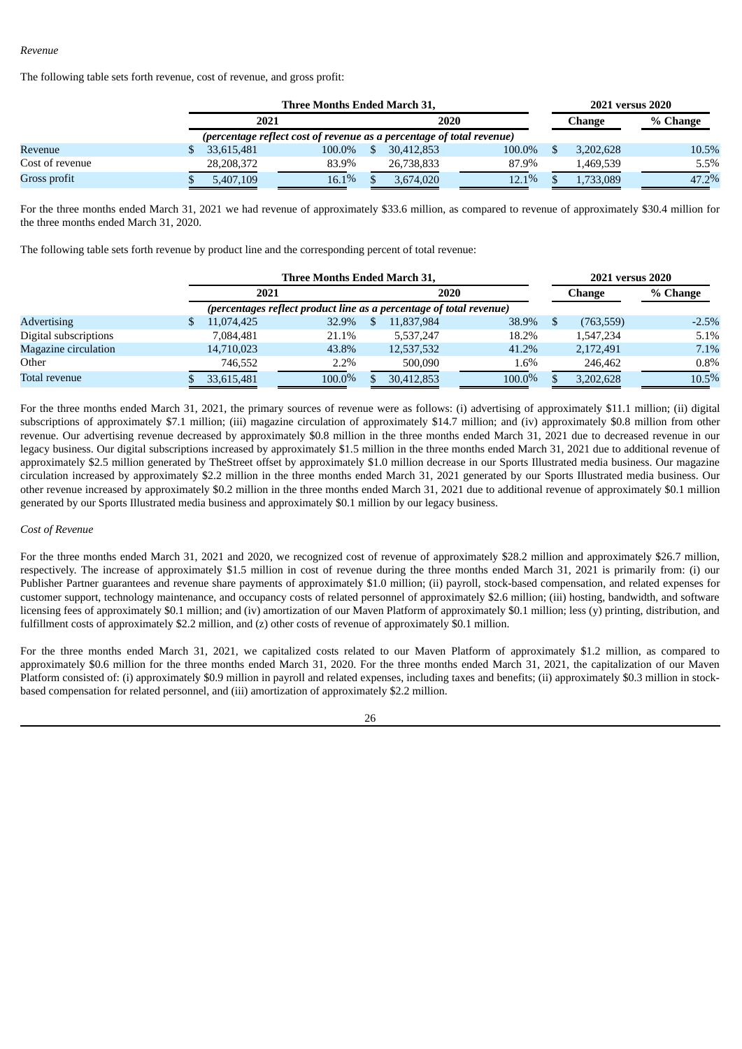*Revenue*

The following table sets forth revenue, cost of revenue, and gross profit:

| | Three Months Ended March 31, | | | | 2021 versus 2020 | |
|---|---|---|---|---|---|---|
| | 2021 | | 2020 | | Change | % Change |
| | *(percentage reflect cost of revenue as a percentage of total revenue)* | | | | | |
| Revenue | $ 33,615,481 | 100.0% | $ 30,412,853 | 100.0% | $ 3,202,628 | 10.5% |
| Cost of revenue | 28,208,372 | 83.9% | 26,738,833 | 87.9% | 1,469,539 | 5.5% |
| Gross profit | $ 5,407,109 | 16.1% | $ 3,674,020 | 12.1% | $ 1,733,089 | 47.2% |

For the three months ended March 31, 2021 we had revenue of approximately $33.6 million, as compared to revenue of approximately $30.4 million for the three months ended March 31, 2020.

The following table sets forth revenue by product line and the corresponding percent of total revenue:

| | Three Months Ended March 31, | | | | 2021 versus 2020 | |
|---|---|---|---|---|---|---|
| | 2021 | | 2020 | | Change | % Change |
| | *(percentages reflect product line as a percentage of total revenue)* | | | | | |
| Advertising | $ 11,074,425 | 32.9% | $ 11,837,984 | 38.9% | $ (763,559) | -2.5% |
| Digital subscriptions | 7,084,481 | 21.1% | 5,537,247 | 18.2% | 1,547,234 | 5.1% |
| Magazine circulation | 14,710,023 | 43.8% | 12,537,532 | 41.2% | 2,172,491 | 7.1% |
| Other | 746,552 | 2.2% | 500,090 | 1.6% | 246,462 | 0.8% |
| Total revenue | $ 33,615,481 | 100.0% | $ 30,412,853 | 100.0% | $ 3,202,628 | 10.5% |

For the three months ended March 31, 2021, the primary sources of revenue were as follows: (i) advertising of approximately $11.1 million; (ii) digital subscriptions of approximately $7.1 million; (iii) magazine circulation of approximately $14.7 million; and (iv) approximately $0.8 million from other revenue. Our advertising revenue decreased by approximately $0.8 million in the three months ended March 31, 2021 due to decreased revenue in our legacy business. Our digital subscriptions increased by approximately $1.5 million in the three months ended March 31, 2021 due to additional revenue of approximately $2.5 million generated by TheStreet offset by approximately $1.0 million decrease in our Sports Illustrated media business. Our magazine circulation increased by approximately $2.2 million in the three months ended March 31, 2021 generated by our Sports Illustrated media business. Our other revenue increased by approximately $0.2 million in the three months ended March 31, 2021 due to additional revenue of approximately $0.1 million generated by our Sports Illustrated media business and approximately $0.1 million by our legacy business.

*Cost of Revenue*

For the three months ended March 31, 2021 and 2020, we recognized cost of revenue of approximately $28.2 million and approximately $26.7 million, respectively. The increase of approximately $1.5 million in cost of revenue during the three months ended March 31, 2021 is primarily from: (i) our Publisher Partner guarantees and revenue share payments of approximately $1.0 million; (ii) payroll, stock-based compensation, and related expenses for customer support, technology maintenance, and occupancy costs of related personnel of approximately $2.6 million; (iii) hosting, bandwidth, and software licensing fees of approximately $0.1 million; and (iv) amortization of our Maven Platform of approximately $0.1 million; less (y) printing, distribution, and fulfillment costs of approximately $2.2 million, and (z) other costs of revenue of approximately $0.1 million.

For the three months ended March 31, 2021, we capitalized costs related to our Maven Platform of approximately $1.2 million, as compared to approximately $0.6 million for the three months ended March 31, 2020. For the three months ended March 31, 2021, the capitalization of our Maven Platform consisted of: (i) approximately $0.9 million in payroll and related expenses, including taxes and benefits; (ii) approximately $0.3 million in stock-based compensation for related personnel, and (iii) amortization of approximately $2.2 million.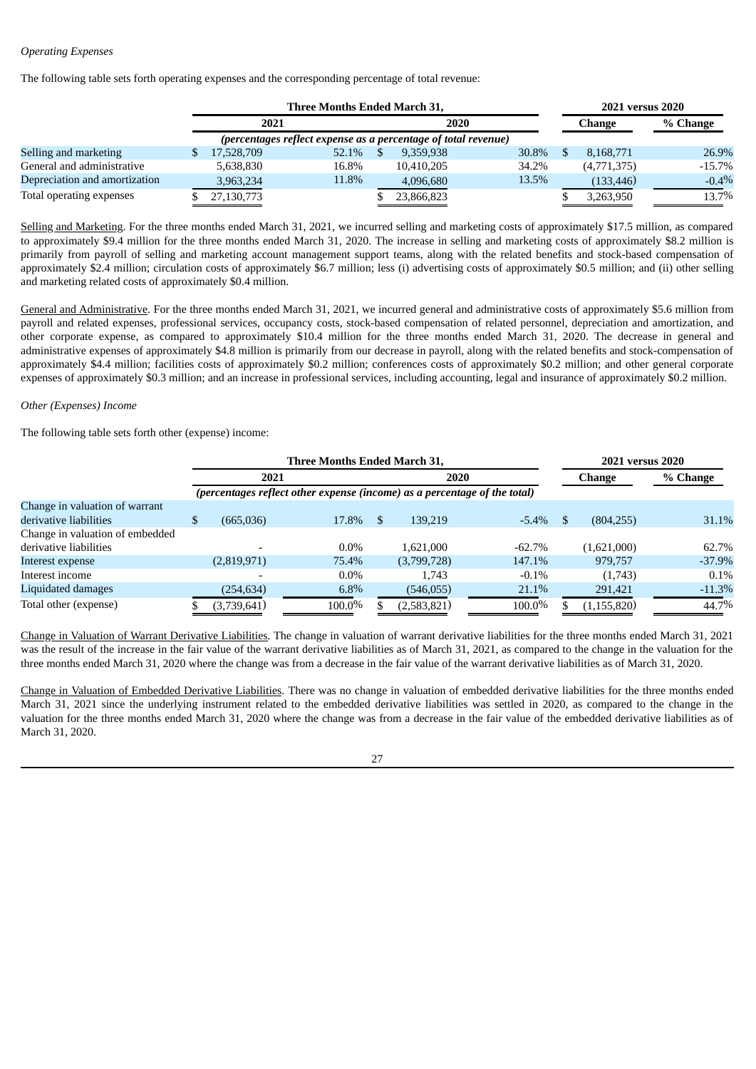*Operating Expenses*

The following table sets forth operating expenses and the corresponding percentage of total revenue:

| | Three Months Ended March 31, | | | | 2021 versus 2020 | |
|---|---|---|---|---|---|---|
| | 2021 | | 2020 | | Change | % Change |
| | *(percentages reflect expense as a percentage of total revenue)* | | | | | |
| Selling and marketing | $ 17,528,709 | 52.1% | $ 9,359,938 | 30.8% | $ 8,168,771 | 26.9% |
| General and administrative | 5,638,830 | 16.8% | 10,410,205 | 34.2% | (4,771,375) | -15.7% |
| Depreciation and amortization | 3,963,234 | 11.8% | 4,096,680 | 13.5% | (133,446) | -0.4% |
| Total operating expenses | $ 27,130,773 | | $ 23,866,823 | | $ 3,263,950 | 13.7% |

Selling and Marketing. For the three months ended March 31, 2021, we incurred selling and marketing costs of approximately $17.5 million, as compared to approximately $9.4 million for the three months ended March 31, 2020. The increase in selling and marketing costs of approximately $8.2 million is primarily from payroll of selling and marketing account management support teams, along with the related benefits and stock-based compensation of approximately $2.4 million; circulation costs of approximately $6.7 million; less (i) advertising costs of approximately $0.5 million; and (ii) other selling and marketing related costs of approximately $0.4 million.

General and Administrative. For the three months ended March 31, 2021, we incurred general and administrative costs of approximately $5.6 million from payroll and related expenses, professional services, occupancy costs, stock-based compensation of related personnel, depreciation and amortization, and other corporate expense, as compared to approximately $10.4 million for the three months ended March 31, 2020. The decrease in general and administrative expenses of approximately $4.8 million is primarily from our decrease in payroll, along with the related benefits and stock-compensation of approximately $4.4 million; facilities costs of approximately $0.2 million; conferences costs of approximately $0.2 million; and other general corporate expenses of approximately $0.3 million; and an increase in professional services, including accounting, legal and insurance of approximately $0.2 million.

*Other (Expenses) Income*

The following table sets forth other (expense) income:

| | Three Months Ended March 31, | | | | 2021 versus 2020 | |
|---|---|---|---|---|---|---|
| | 2021 | | 2020 | | Change | % Change |
| | *(percentages reflect other expense (income) as a percentage of the total)* | | | | | |
| Change in valuation of warrant derivative liabilities | $ (665,036) | 17.8% | $ 139,219 | -5.4% | $ (804,255) | 31.1% |
| Change in valuation of embedded derivative liabilities | - | 0.0% | 1,621,000 | -62.7% | (1,621,000) | 62.7% |
| Interest expense | (2,819,971) | 75.4% | (3,799,728) | 147.1% | 979,757 | -37.9% |
| Interest income | - | 0.0% | 1,743 | -0.1% | (1,743) | 0.1% |
| Liquidated damages | (254,634) | 6.8% | (546,055) | 21.1% | 291,421 | -11.3% |
| Total other (expense) | $ (3,739,641) | 100.0% | $ (2,583,821) | 100.0% | $ (1,155,820) | 44.7% |

Change in Valuation of Warrant Derivative Liabilities. The change in valuation of warrant derivative liabilities for the three months ended March 31, 2021 was the result of the increase in the fair value of the warrant derivative liabilities as of March 31, 2021, as compared to the change in the valuation for the three months ended March 31, 2020 where the change was from a decrease in the fair value of the warrant derivative liabilities as of March 31, 2020.

Change in Valuation of Embedded Derivative Liabilities. There was no change in valuation of embedded derivative liabilities for the three months ended March 31, 2021 since the underlying instrument related to the embedded derivative liabilities was settled in 2020, as compared to the change in the valuation for the three months ended March 31, 2020 where the change was from a decrease in the fair value of the embedded derivative liabilities as of March 31, 2020.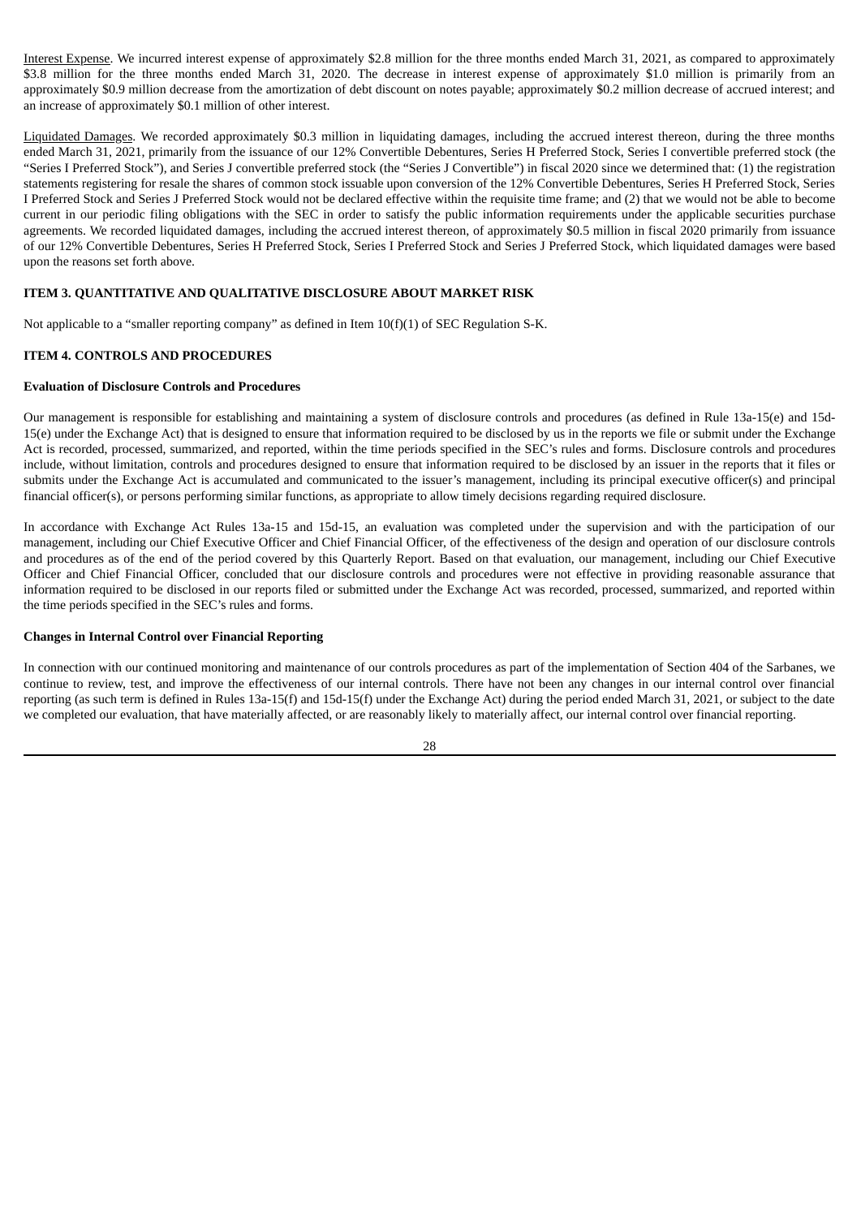Interest Expense. We incurred interest expense of approximately $2.8 million for the three months ended March 31, 2021, as compared to approximately $3.8 million for the three months ended March 31, 2020. The decrease in interest expense of approximately $1.0 million is primarily from an approximately $0.9 million decrease from the amortization of debt discount on notes payable; approximately $0.2 million decrease of accrued interest; and an increase of approximately $0.1 million of other interest.

Liquidated Damages. We recorded approximately $0.3 million in liquidating damages, including the accrued interest thereon, during the three months ended March 31, 2021, primarily from the issuance of our 12% Convertible Debentures, Series H Preferred Stock, Series I convertible preferred stock (the "Series I Preferred Stock"), and Series J convertible preferred stock (the "Series J Convertible") in fiscal 2020 since we determined that: (1) the registration statements registering for resale the shares of common stock issuable upon conversion of the 12% Convertible Debentures, Series H Preferred Stock, Series I Preferred Stock and Series J Preferred Stock would not be declared effective within the requisite time frame; and (2) that we would not be able to become current in our periodic filing obligations with the SEC in order to satisfy the public information requirements under the applicable securities purchase agreements. We recorded liquidated damages, including the accrued interest thereon, of approximately $0.5 million in fiscal 2020 primarily from issuance of our 12% Convertible Debentures, Series H Preferred Stock, Series I Preferred Stock and Series J Preferred Stock, which liquidated damages were based upon the reasons set forth above.

## ITEM 3. QUANTITATIVE AND QUALITATIVE DISCLOSURE ABOUT MARKET RISK

Not applicable to a "smaller reporting company" as defined in Item 10(f)(1) of SEC Regulation S-K.

## ITEM 4. CONTROLS AND PROCEDURES

### Evaluation of Disclosure Controls and Procedures

Our management is responsible for establishing and maintaining a system of disclosure controls and procedures (as defined in Rule 13a-15(e) and 15d-15(e) under the Exchange Act) that is designed to ensure that information required to be disclosed by us in the reports we file or submit under the Exchange Act is recorded, processed, summarized, and reported, within the time periods specified in the SEC's rules and forms. Disclosure controls and procedures include, without limitation, controls and procedures designed to ensure that information required to be disclosed by an issuer in the reports that it files or submits under the Exchange Act is accumulated and communicated to the issuer's management, including its principal executive officer(s) and principal financial officer(s), or persons performing similar functions, as appropriate to allow timely decisions regarding required disclosure.

In accordance with Exchange Act Rules 13a-15 and 15d-15, an evaluation was completed under the supervision and with the participation of our management, including our Chief Executive Officer and Chief Financial Officer, of the effectiveness of the design and operation of our disclosure controls and procedures as of the end of the period covered by this Quarterly Report. Based on that evaluation, our management, including our Chief Executive Officer and Chief Financial Officer, concluded that our disclosure controls and procedures were not effective in providing reasonable assurance that information required to be disclosed in our reports filed or submitted under the Exchange Act was recorded, processed, summarized, and reported within the time periods specified in the SEC's rules and forms.

### Changes in Internal Control over Financial Reporting

In connection with our continued monitoring and maintenance of our controls procedures as part of the implementation of Section 404 of the Sarbanes, we continue to review, test, and improve the effectiveness of our internal controls. There have not been any changes in our internal control over financial reporting (as such term is defined in Rules 13a-15(f) and 15d-15(f) under the Exchange Act) during the period ended March 31, 2021, or subject to the date we completed our evaluation, that have materially affected, or are reasonably likely to materially affect, our internal control over financial reporting.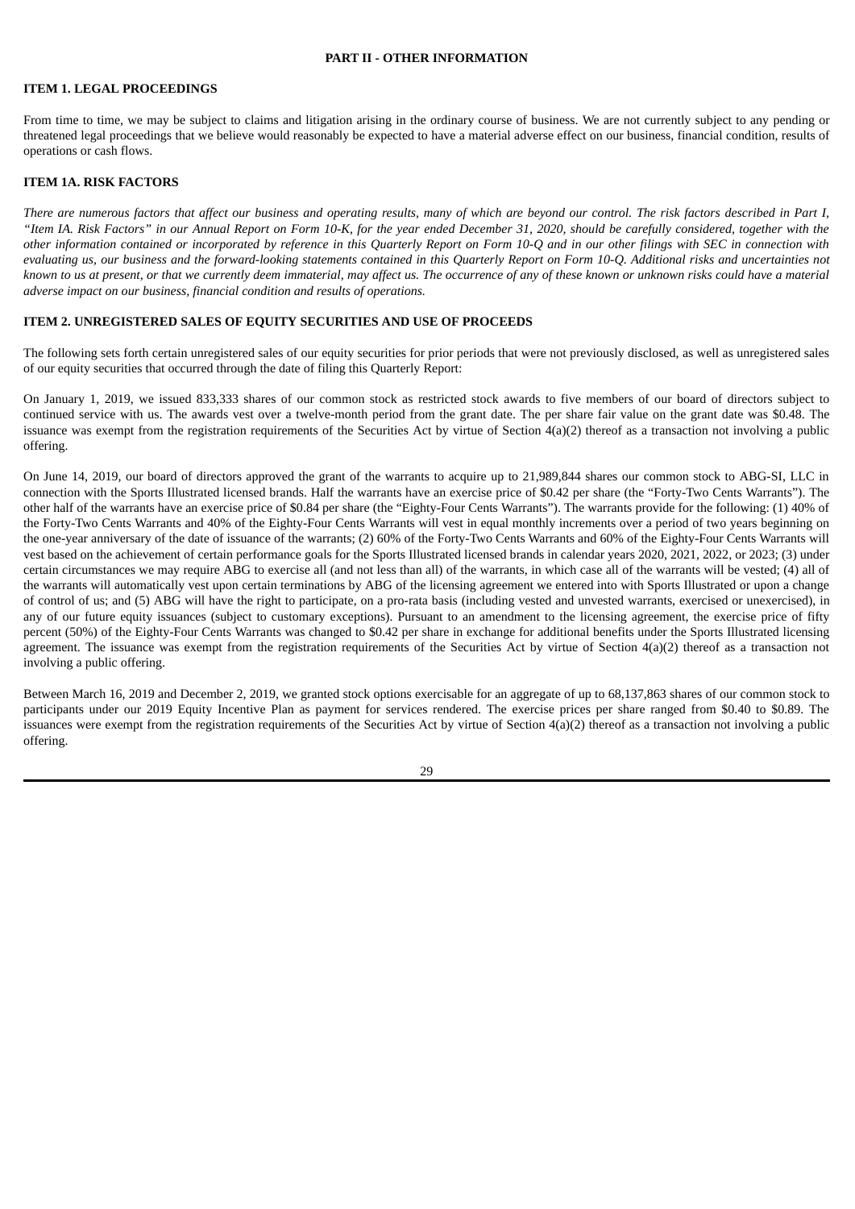## PART II - OTHER INFORMATION

### ITEM 1. LEGAL PROCEEDINGS

From time to time, we may be subject to claims and litigation arising in the ordinary course of business. We are not currently subject to any pending or threatened legal proceedings that we believe would reasonably be expected to have a material adverse effect on our business, financial condition, results of operations or cash flows.

### ITEM 1A. RISK FACTORS

*There are numerous factors that affect our business and operating results, many of which are beyond our control. The risk factors described in Part I, "Item IA. Risk Factors" in our Annual Report on Form 10-K, for the year ended December 31, 2020, should be carefully considered, together with the other information contained or incorporated by reference in this Quarterly Report on Form 10-Q and in our other filings with SEC in connection with evaluating us, our business and the forward-looking statements contained in this Quarterly Report on Form 10-Q. Additional risks and uncertainties not known to us at present, or that we currently deem immaterial, may affect us. The occurrence of any of these known or unknown risks could have a material adverse impact on our business, financial condition and results of operations.*

### ITEM 2. UNREGISTERED SALES OF EQUITY SECURITIES AND USE OF PROCEEDS

The following sets forth certain unregistered sales of our equity securities for prior periods that were not previously disclosed, as well as unregistered sales of our equity securities that occurred through the date of filing this Quarterly Report:

On January 1, 2019, we issued 833,333 shares of our common stock as restricted stock awards to five members of our board of directors subject to continued service with us. The awards vest over a twelve-month period from the grant date. The per share fair value on the grant date was $0.48. The issuance was exempt from the registration requirements of the Securities Act by virtue of Section 4(a)(2) thereof as a transaction not involving a public offering.

On June 14, 2019, our board of directors approved the grant of the warrants to acquire up to 21,989,844 shares our common stock to ABG-SI, LLC in connection with the Sports Illustrated licensed brands. Half the warrants have an exercise price of $0.42 per share (the "Forty-Two Cents Warrants"). The other half of the warrants have an exercise price of $0.84 per share (the "Eighty-Four Cents Warrants"). The warrants provide for the following: (1) 40% of the Forty-Two Cents Warrants and 40% of the Eighty-Four Cents Warrants will vest in equal monthly increments over a period of two years beginning on the one-year anniversary of the date of issuance of the warrants; (2) 60% of the Forty-Two Cents Warrants and 60% of the Eighty-Four Cents Warrants will vest based on the achievement of certain performance goals for the Sports Illustrated licensed brands in calendar years 2020, 2021, 2022, or 2023; (3) under certain circumstances we may require ABG to exercise all (and not less than all) of the warrants, in which case all of the warrants will be vested; (4) all of the warrants will automatically vest upon certain terminations by ABG of the licensing agreement we entered into with Sports Illustrated or upon a change of control of us; and (5) ABG will have the right to participate, on a pro-rata basis (including vested and unvested warrants, exercised or unexercised), in any of our future equity issuances (subject to customary exceptions). Pursuant to an amendment to the licensing agreement, the exercise price of fifty percent (50%) of the Eighty-Four Cents Warrants was changed to $0.42 per share in exchange for additional benefits under the Sports Illustrated licensing agreement. The issuance was exempt from the registration requirements of the Securities Act by virtue of Section 4(a)(2) thereof as a transaction not involving a public offering.

Between March 16, 2019 and December 2, 2019, we granted stock options exercisable for an aggregate of up to 68,137,863 shares of our common stock to participants under our 2019 Equity Incentive Plan as payment for services rendered. The exercise prices per share ranged from $0.40 to $0.89. The issuances were exempt from the registration requirements of the Securities Act by virtue of Section 4(a)(2) thereof as a transaction not involving a public offering.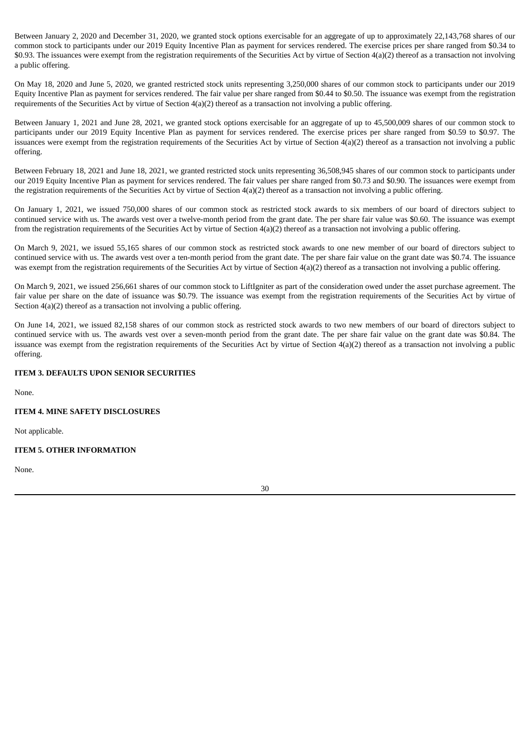Between January 2, 2020 and December 31, 2020, we granted stock options exercisable for an aggregate of up to approximately 22,143,768 shares of our common stock to participants under our 2019 Equity Incentive Plan as payment for services rendered. The exercise prices per share ranged from $0.34 to $0.93. The issuances were exempt from the registration requirements of the Securities Act by virtue of Section 4(a)(2) thereof as a transaction not involving a public offering.

On May 18, 2020 and June 5, 2020, we granted restricted stock units representing 3,250,000 shares of our common stock to participants under our 2019 Equity Incentive Plan as payment for services rendered. The fair value per share ranged from $0.44 to $0.50. The issuance was exempt from the registration requirements of the Securities Act by virtue of Section 4(a)(2) thereof as a transaction not involving a public offering.

Between January 1, 2021 and June 28, 2021, we granted stock options exercisable for an aggregate of up to 45,500,009 shares of our common stock to participants under our 2019 Equity Incentive Plan as payment for services rendered. The exercise prices per share ranged from $0.59 to $0.97. The issuances were exempt from the registration requirements of the Securities Act by virtue of Section 4(a)(2) thereof as a transaction not involving a public offering.

Between February 18, 2021 and June 18, 2021, we granted restricted stock units representing 36,508,945 shares of our common stock to participants under our 2019 Equity Incentive Plan as payment for services rendered. The fair values per share ranged from $0.73 and $0.90. The issuances were exempt from the registration requirements of the Securities Act by virtue of Section 4(a)(2) thereof as a transaction not involving a public offering.

On January 1, 2021, we issued 750,000 shares of our common stock as restricted stock awards to six members of our board of directors subject to continued service with us. The awards vest over a twelve-month period from the grant date. The per share fair value was $0.60. The issuance was exempt from the registration requirements of the Securities Act by virtue of Section 4(a)(2) thereof as a transaction not involving a public offering.

On March 9, 2021, we issued 55,165 shares of our common stock as restricted stock awards to one new member of our board of directors subject to continued service with us. The awards vest over a ten-month period from the grant date. The per share fair value on the grant date was $0.74. The issuance was exempt from the registration requirements of the Securities Act by virtue of Section 4(a)(2) thereof as a transaction not involving a public offering.

On March 9, 2021, we issued 256,661 shares of our common stock to LiftIgniter as part of the consideration owed under the asset purchase agreement. The fair value per share on the date of issuance was $0.79. The issuance was exempt from the registration requirements of the Securities Act by virtue of Section 4(a)(2) thereof as a transaction not involving a public offering.

On June 14, 2021, we issued 82,158 shares of our common stock as restricted stock awards to two new members of our board of directors subject to continued service with us. The awards vest over a seven-month period from the grant date. The per share fair value on the grant date was $0.84. The issuance was exempt from the registration requirements of the Securities Act by virtue of Section 4(a)(2) thereof as a transaction not involving a public offering.

**ITEM 3. DEFAULTS UPON SENIOR SECURITIES**

None.

**ITEM 4. MINE SAFETY DISCLOSURES**

Not applicable.

**ITEM 5. OTHER INFORMATION**

None.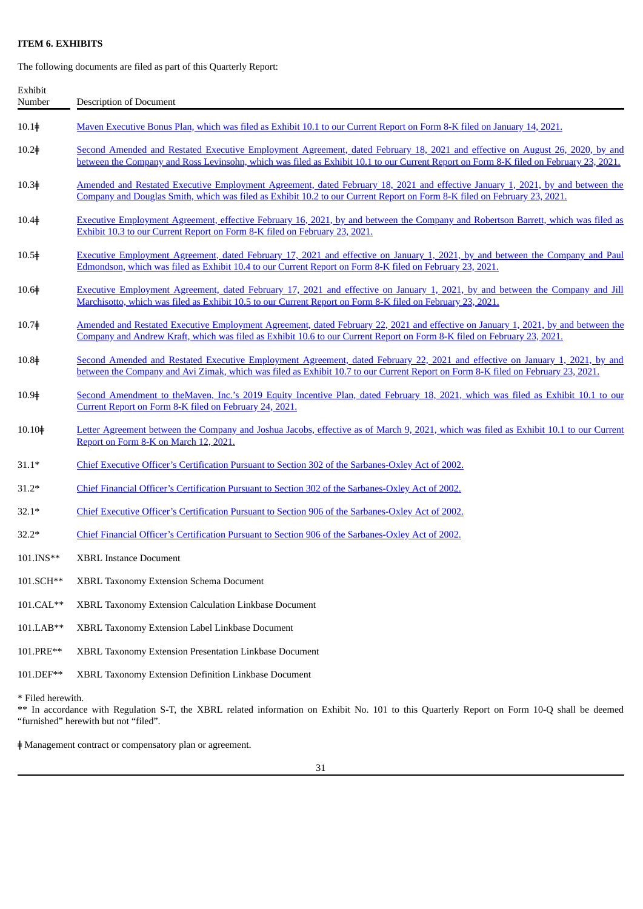**ITEM 6. EXHIBITS**

The following documents are filed as part of this Quarterly Report:

| Exhibit Number | Description of Document |
|---|---|
| 10.1ǂ | Maven Executive Bonus Plan, which was filed as Exhibit 10.1 to our Current Report on Form 8-K filed on January 14, 2021. |
| 10.2ǂ | Second Amended and Restated Executive Employment Agreement, dated February 18, 2021 and effective on August 26, 2020, by and between the Company and Ross Levinsohn, which was filed as Exhibit 10.1 to our Current Report on Form 8-K filed on February 23, 2021. |
| 10.3ǂ | Amended and Restated Executive Employment Agreement, dated February 18, 2021 and effective January 1, 2021, by and between the Company and Douglas Smith, which was filed as Exhibit 10.2 to our Current Report on Form 8-K filed on February 23, 2021. |
| 10.4ǂ | Executive Employment Agreement, effective February 16, 2021, by and between the Company and Robertson Barrett, which was filed as Exhibit 10.3 to our Current Report on Form 8-K filed on February 23, 2021. |
| 10.5ǂ | Executive Employment Agreement, dated February 17, 2021 and effective on January 1, 2021, by and between the Company and Paul Edmondson, which was filed as Exhibit 10.4 to our Current Report on Form 8-K filed on February 23, 2021. |
| 10.6ǂ | Executive Employment Agreement, dated February 17, 2021 and effective on January 1, 2021, by and between the Company and Jill Marchisotto, which was filed as Exhibit 10.5 to our Current Report on Form 8-K filed on February 23, 2021. |
| 10.7ǂ | Amended and Restated Executive Employment Agreement, dated February 22, 2021 and effective on January 1, 2021, by and between the Company and Andrew Kraft, which was filed as Exhibit 10.6 to our Current Report on Form 8-K filed on February 23, 2021. |
| 10.8ǂ | Second Amended and Restated Executive Employment Agreement, dated February 22, 2021 and effective on January 1, 2021, by and between the Company and Avi Zimak, which was filed as Exhibit 10.7 to our Current Report on Form 8-K filed on February 23, 2021. |
| 10.9ǂ | Second Amendment to theMaven, Inc.'s 2019 Equity Incentive Plan, dated February 18, 2021, which was filed as Exhibit 10.1 to our Current Report on Form 8-K filed on February 24, 2021. |
| 10.10ǂ | Letter Agreement between the Company and Joshua Jacobs, effective as of March 9, 2021, which was filed as Exhibit 10.1 to our Current Report on Form 8-K on March 12, 2021. |
| 31.1* | Chief Executive Officer's Certification Pursuant to Section 302 of the Sarbanes-Oxley Act of 2002. |
| 31.2* | Chief Financial Officer's Certification Pursuant to Section 302 of the Sarbanes-Oxley Act of 2002. |
| 32.1* | Chief Executive Officer's Certification Pursuant to Section 906 of the Sarbanes-Oxley Act of 2002. |
| 32.2* | Chief Financial Officer's Certification Pursuant to Section 906 of the Sarbanes-Oxley Act of 2002. |
| 101.INS** | XBRL Instance Document |
| 101.SCH** | XBRL Taxonomy Extension Schema Document |
| 101.CAL** | XBRL Taxonomy Extension Calculation Linkbase Document |
| 101.LAB** | XBRL Taxonomy Extension Label Linkbase Document |
| 101.PRE** | XBRL Taxonomy Extension Presentation Linkbase Document |
| 101.DEF** | XBRL Taxonomy Extension Definition Linkbase Document |

* Filed herewith.
** In accordance with Regulation S-T, the XBRL related information on Exhibit No. 101 to this Quarterly Report on Form 10-Q shall be deemed "furnished" herewith but not "filed".

ǂ Management contract or compensatory plan or agreement.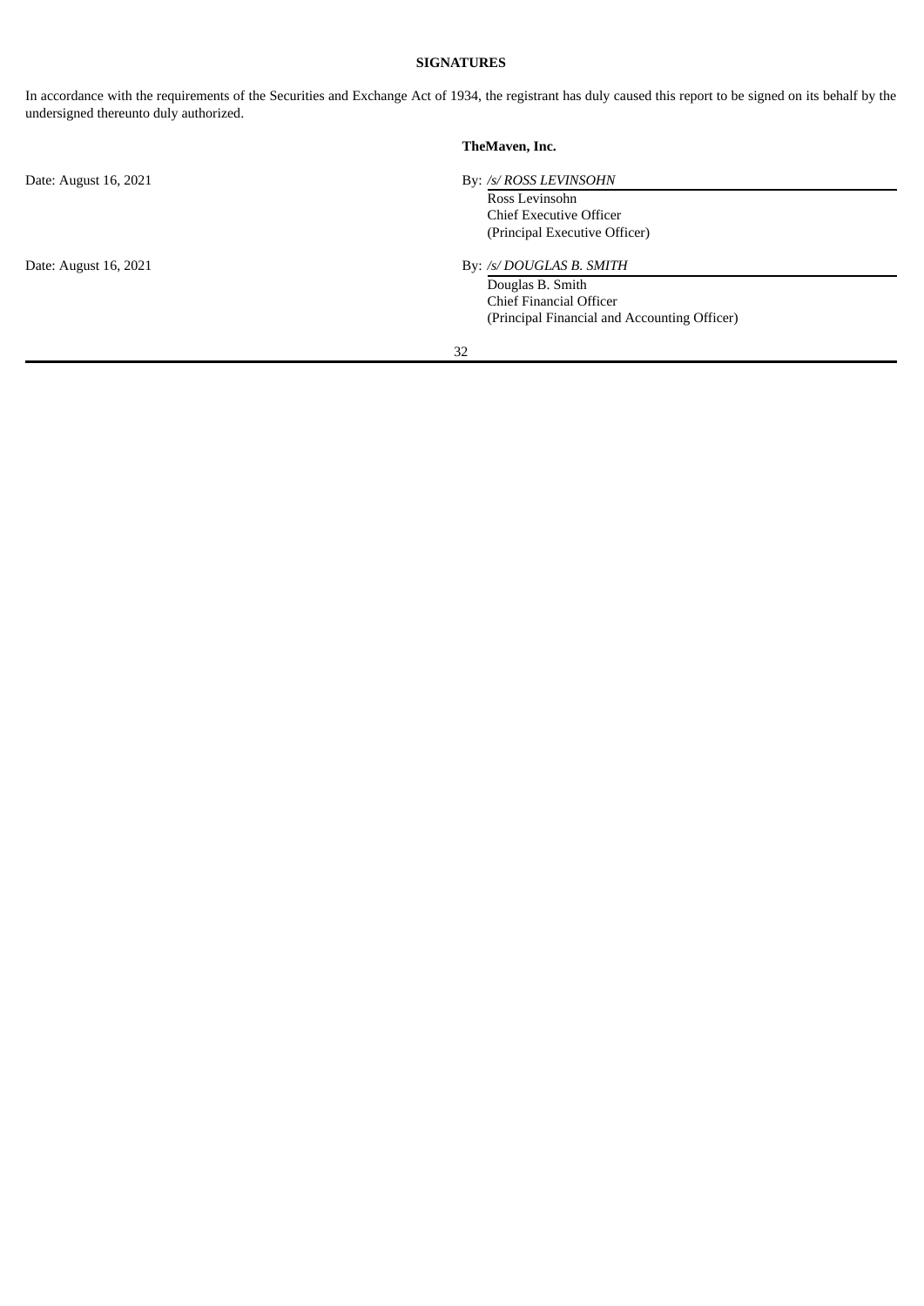## SIGNATURES

In accordance with the requirements of the Securities and Exchange Act of 1934, the registrant has duly caused this report to be signed on its behalf by the undersigned thereunto duly authorized.

**TheMaven, Inc.**

Date: August 16, 2021

By: */s/ ROSS LEVINSOHN*
Ross Levinsohn
Chief Executive Officer
(Principal Executive Officer)

Date: August 16, 2021

By: */s/ DOUGLAS B. SMITH*
Douglas B. Smith
Chief Financial Officer
(Principal Financial and Accounting Officer)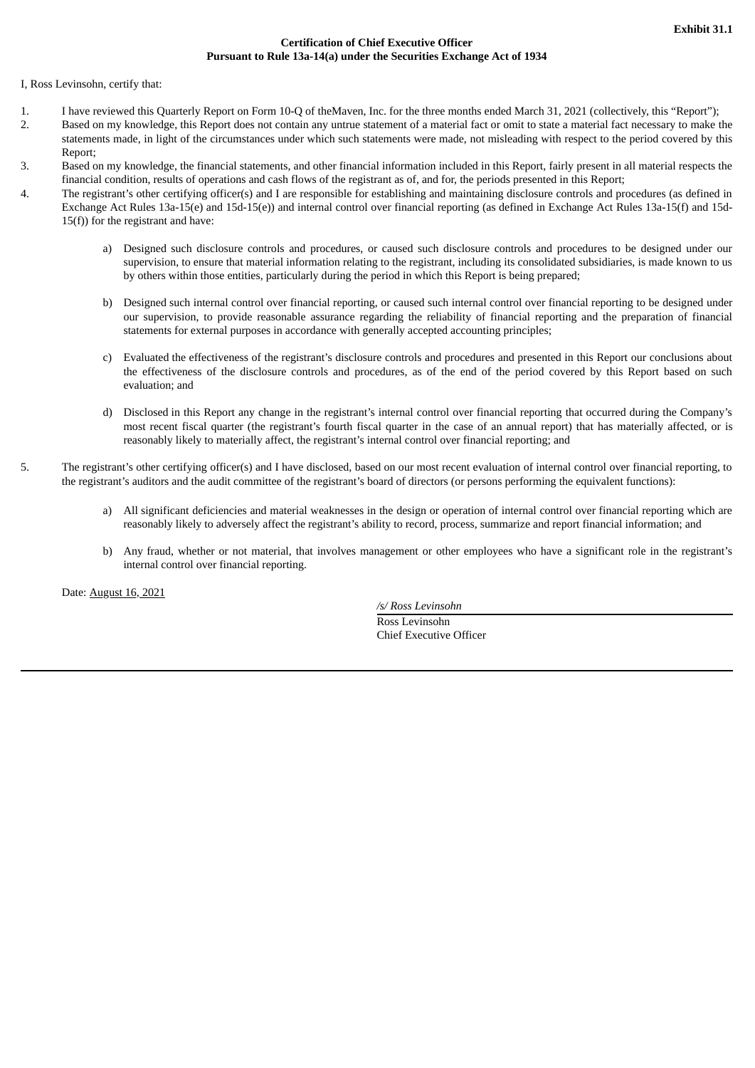**Exhibit 31.1**

**Certification of Chief Executive Officer**
**Pursuant to Rule 13a-14(a) under the Securities Exchange Act of 1934**

I, Ross Levinsohn, certify that:

1. I have reviewed this Quarterly Report on Form 10-Q of theMaven, Inc. for the three months ended March 31, 2021 (collectively, this "Report");
2. Based on my knowledge, this Report does not contain any untrue statement of a material fact or omit to state a material fact necessary to make the statements made, in light of the circumstances under which such statements were made, not misleading with respect to the period covered by this Report;
3. Based on my knowledge, the financial statements, and other financial information included in this Report, fairly present in all material respects the financial condition, results of operations and cash flows of the registrant as of, and for, the periods presented in this Report;
4. The registrant's other certifying officer(s) and I are responsible for establishing and maintaining disclosure controls and procedures (as defined in Exchange Act Rules 13a-15(e) and 15d-15(e)) and internal control over financial reporting (as defined in Exchange Act Rules 13a-15(f) and 15d-15(f)) for the registrant and have:

   a) Designed such disclosure controls and procedures, or caused such disclosure controls and procedures to be designed under our supervision, to ensure that material information relating to the registrant, including its consolidated subsidiaries, is made known to us by others within those entities, particularly during the period in which this Report is being prepared;

   b) Designed such internal control over financial reporting, or caused such internal control over financial reporting to be designed under our supervision, to provide reasonable assurance regarding the reliability of financial reporting and the preparation of financial statements for external purposes in accordance with generally accepted accounting principles;

   c) Evaluated the effectiveness of the registrant's disclosure controls and procedures and presented in this Report our conclusions about the effectiveness of the disclosure controls and procedures, as of the end of the period covered by this Report based on such evaluation; and

   d) Disclosed in this Report any change in the registrant's internal control over financial reporting that occurred during the Company's most recent fiscal quarter (the registrant's fourth fiscal quarter in the case of an annual report) that has materially affected, or is reasonably likely to materially affect, the registrant's internal control over financial reporting; and

5. The registrant's other certifying officer(s) and I have disclosed, based on our most recent evaluation of internal control over financial reporting, to the registrant's auditors and the audit committee of the registrant's board of directors (or persons performing the equivalent functions):

   a) All significant deficiencies and material weaknesses in the design or operation of internal control over financial reporting which are reasonably likely to adversely affect the registrant's ability to record, process, summarize and report financial information; and

   b) Any fraud, whether or not material, that involves management or other employees who have a significant role in the registrant's internal control over financial reporting.

Date: August 16, 2021

*/s/ Ross Levinsohn*
Ross Levinsohn
Chief Executive Officer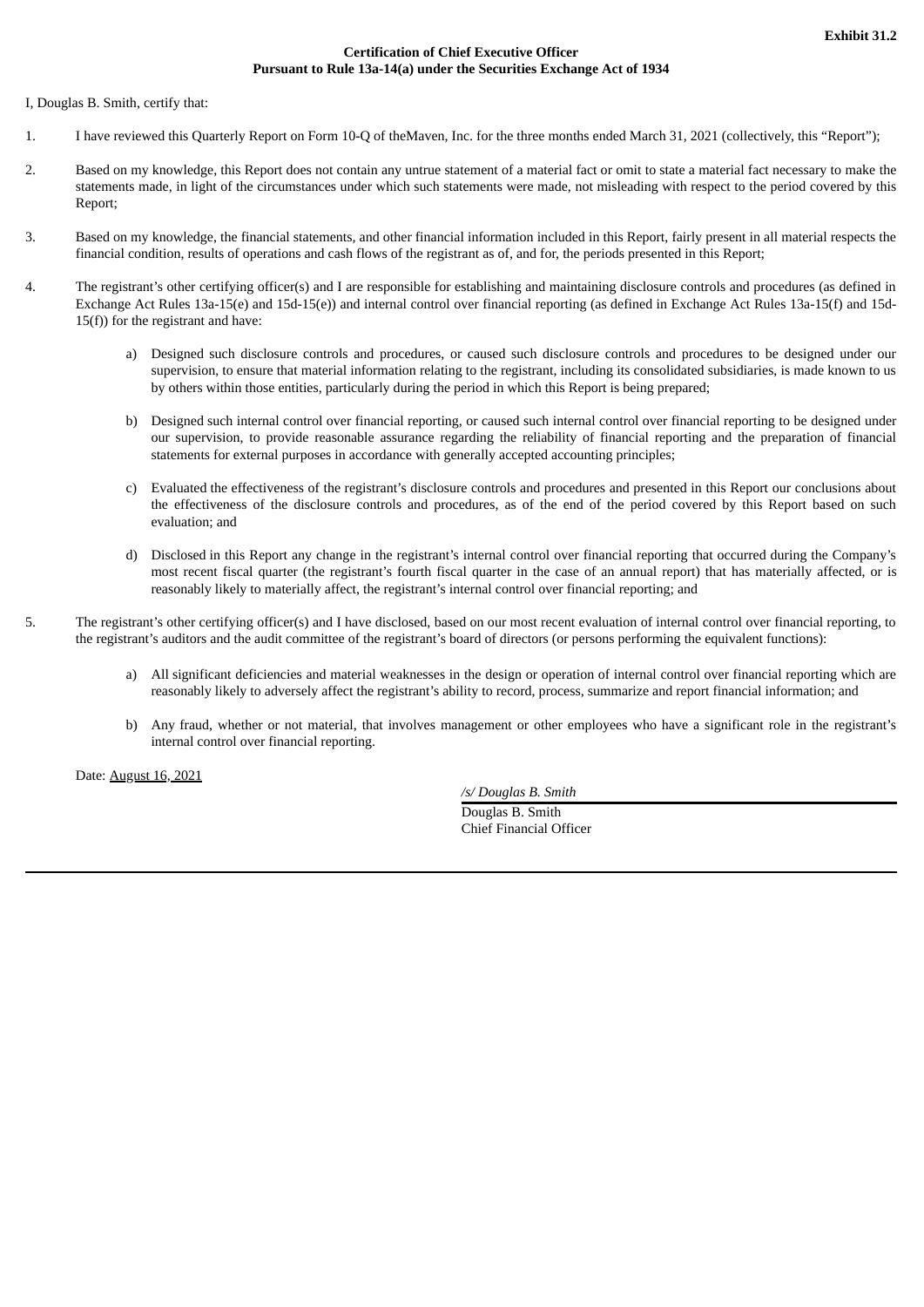**Exhibit 31.2**

**Certification of Chief Executive Officer**
**Pursuant to Rule 13a-14(a) under the Securities Exchange Act of 1934**

I, Douglas B. Smith, certify that:

1. I have reviewed this Quarterly Report on Form 10-Q of theMaven, Inc. for the three months ended March 31, 2021 (collectively, this "Report");

2. Based on my knowledge, this Report does not contain any untrue statement of a material fact or omit to state a material fact necessary to make the statements made, in light of the circumstances under which such statements were made, not misleading with respect to the period covered by this Report;

3. Based on my knowledge, the financial statements, and other financial information included in this Report, fairly present in all material respects the financial condition, results of operations and cash flows of the registrant as of, and for, the periods presented in this Report;

4. The registrant's other certifying officer(s) and I are responsible for establishing and maintaining disclosure controls and procedures (as defined in Exchange Act Rules 13a-15(e) and 15d-15(e)) and internal control over financial reporting (as defined in Exchange Act Rules 13a-15(f) and 15d-15(f)) for the registrant and have:

   a) Designed such disclosure controls and procedures, or caused such disclosure controls and procedures to be designed under our supervision, to ensure that material information relating to the registrant, including its consolidated subsidiaries, is made known to us by others within those entities, particularly during the period in which this Report is being prepared;

   b) Designed such internal control over financial reporting, or caused such internal control over financial reporting to be designed under our supervision, to provide reasonable assurance regarding the reliability of financial reporting and the preparation of financial statements for external purposes in accordance with generally accepted accounting principles;

   c) Evaluated the effectiveness of the registrant's disclosure controls and procedures and presented in this Report our conclusions about the effectiveness of the disclosure controls and procedures, as of the end of the period covered by this Report based on such evaluation; and

   d) Disclosed in this Report any change in the registrant's internal control over financial reporting that occurred during the Company's most recent fiscal quarter (the registrant's fourth fiscal quarter in the case of an annual report) that has materially affected, or is reasonably likely to materially affect, the registrant's internal control over financial reporting; and

5. The registrant's other certifying officer(s) and I have disclosed, based on our most recent evaluation of internal control over financial reporting, to the registrant's auditors and the audit committee of the registrant's board of directors (or persons performing the equivalent functions):

   a) All significant deficiencies and material weaknesses in the design or operation of internal control over financial reporting which are reasonably likely to adversely affect the registrant's ability to record, process, summarize and report financial information; and

   b) Any fraud, whether or not material, that involves management or other employees who have a significant role in the registrant's internal control over financial reporting.

Date: August 16, 2021

*/s/ Douglas B. Smith*
Douglas B. Smith
Chief Financial Officer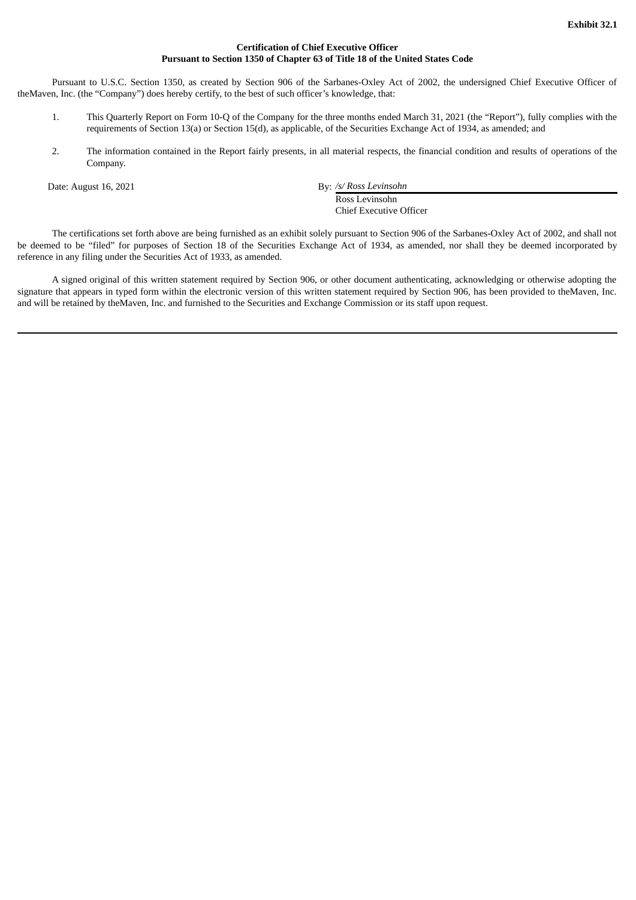**Exhibit 32.1**

**Certification of Chief Executive Officer**
**Pursuant to Section 1350 of Chapter 63 of Title 18 of the United States Code**

Pursuant to U.S.C. Section 1350, as created by Section 906 of the Sarbanes-Oxley Act of 2002, the undersigned Chief Executive Officer of theMaven, Inc. (the "Company") does hereby certify, to the best of such officer's knowledge, that:

1. This Quarterly Report on Form 10-Q of the Company for the three months ended March 31, 2021 (the "Report"), fully complies with the requirements of Section 13(a) or Section 15(d), as applicable, of the Securities Exchange Act of 1934, as amended; and

2. The information contained in the Report fairly presents, in all material respects, the financial condition and results of operations of the Company.

Date: August 16, 2021

By: */s/ Ross Levinsohn*
Ross Levinsohn
Chief Executive Officer

The certifications set forth above are being furnished as an exhibit solely pursuant to Section 906 of the Sarbanes-Oxley Act of 2002, and shall not be deemed to be "filed" for purposes of Section 18 of the Securities Exchange Act of 1934, as amended, nor shall they be deemed incorporated by reference in any filing under the Securities Act of 1933, as amended.

A signed original of this written statement required by Section 906, or other document authenticating, acknowledging or otherwise adopting the signature that appears in typed form within the electronic version of this written statement required by Section 906, has been provided to theMaven, Inc. and will be retained by theMaven, Inc. and furnished to the Securities and Exchange Commission or its staff upon request.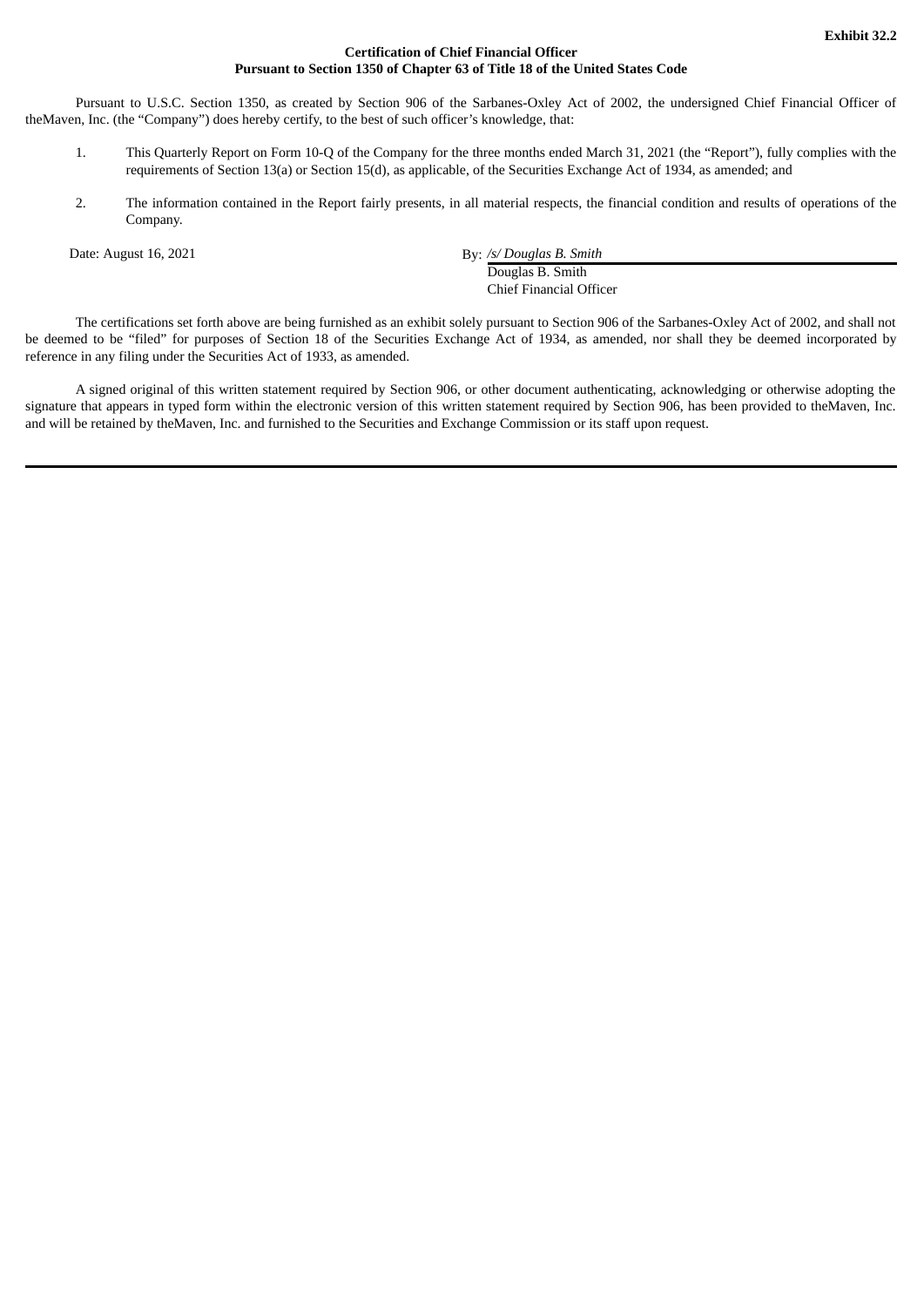**Exhibit 32.2**

**Certification of Chief Financial Officer**
**Pursuant to Section 1350 of Chapter 63 of Title 18 of the United States Code**

Pursuant to U.S.C. Section 1350, as created by Section 906 of the Sarbanes-Oxley Act of 2002, the undersigned Chief Financial Officer of theMaven, Inc. (the "Company") does hereby certify, to the best of such officer's knowledge, that:

1. This Quarterly Report on Form 10-Q of the Company for the three months ended March 31, 2021 (the "Report"), fully complies with the requirements of Section 13(a) or Section 15(d), as applicable, of the Securities Exchange Act of 1934, as amended; and

2. The information contained in the Report fairly presents, in all material respects, the financial condition and results of operations of the Company.

Date: August 16, 2021

By: */s/ Douglas B. Smith*
Douglas B. Smith
Chief Financial Officer

The certifications set forth above are being furnished as an exhibit solely pursuant to Section 906 of the Sarbanes-Oxley Act of 2002, and shall not be deemed to be "filed" for purposes of Section 18 of the Securities Exchange Act of 1934, as amended, nor shall they be deemed incorporated by reference in any filing under the Securities Act of 1933, as amended.

A signed original of this written statement required by Section 906, or other document authenticating, acknowledging or otherwise adopting the signature that appears in typed form within the electronic version of this written statement required by Section 906, has been provided to theMaven, Inc. and will be retained by theMaven, Inc. and furnished to the Securities and Exchange Commission or its staff upon request.